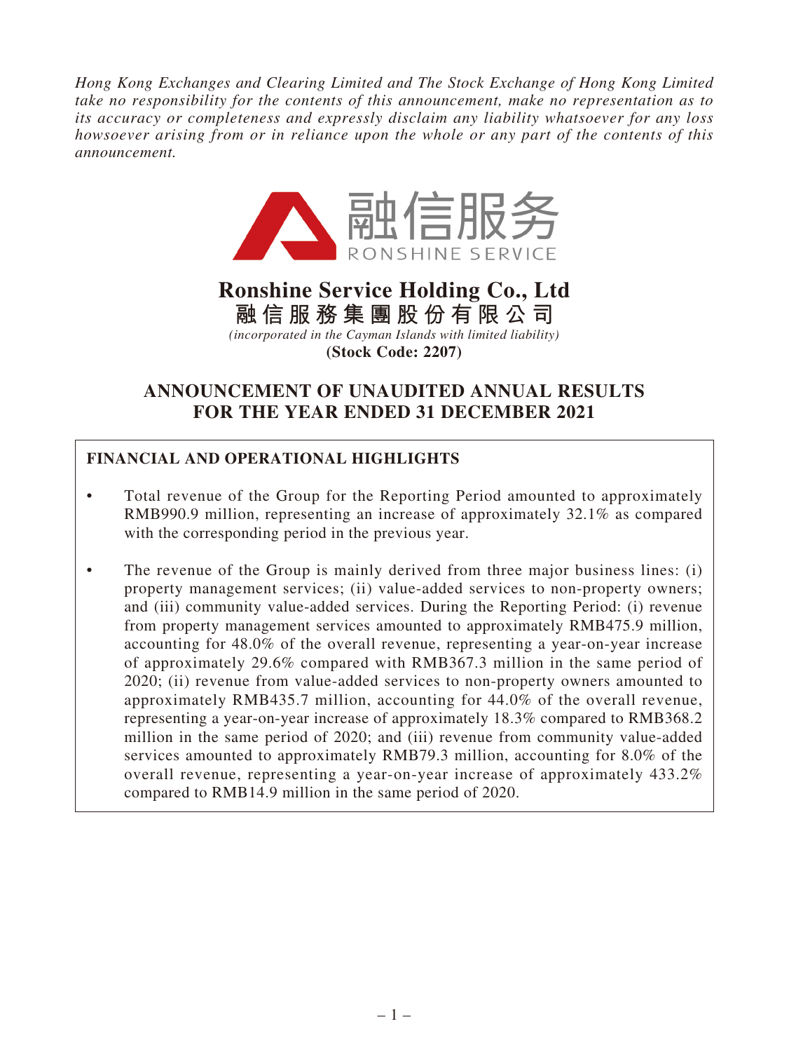*Hong Kong Exchanges and Clearing Limited and The Stock Exchange of Hong Kong Limited take no responsibility for the contents of this announcement, make no representation as to its accuracy or completeness and expressly disclaim any liability whatsoever for any loss howsoever arising from or in reliance upon the whole or any part of the contents of this announcement.*

融信服务
RONSHINE SERVICE

# Ronshine Service Holding Co., Ltd
# 融信服務集團股份有限公司

*(incorporated in the Cayman Islands with limited liability)*

**(Stock Code: 2207)**

## ANNOUNCEMENT OF UNAUDITED ANNUAL RESULTS FOR THE YEAR ENDED 31 DECEMBER 2021

### FINANCIAL AND OPERATIONAL HIGHLIGHTS

- Total revenue of the Group for the Reporting Period amounted to approximately RMB990.9 million, representing an increase of approximately 32.1% as compared with the corresponding period in the previous year.
- The revenue of the Group is mainly derived from three major business lines: (i) property management services; (ii) value-added services to non-property owners; and (iii) community value-added services. During the Reporting Period: (i) revenue from property management services amounted to approximately RMB475.9 million, accounting for 48.0% of the overall revenue, representing a year-on-year increase of approximately 29.6% compared with RMB367.3 million in the same period of 2020; (ii) revenue from value-added services to non-property owners amounted to approximately RMB435.7 million, accounting for 44.0% of the overall revenue, representing a year-on-year increase of approximately 18.3% compared to RMB368.2 million in the same period of 2020; and (iii) revenue from community value-added services amounted to approximately RMB79.3 million, accounting for 8.0% of the overall revenue, representing a year-on-year increase of approximately 433.2% compared to RMB14.9 million in the same period of 2020.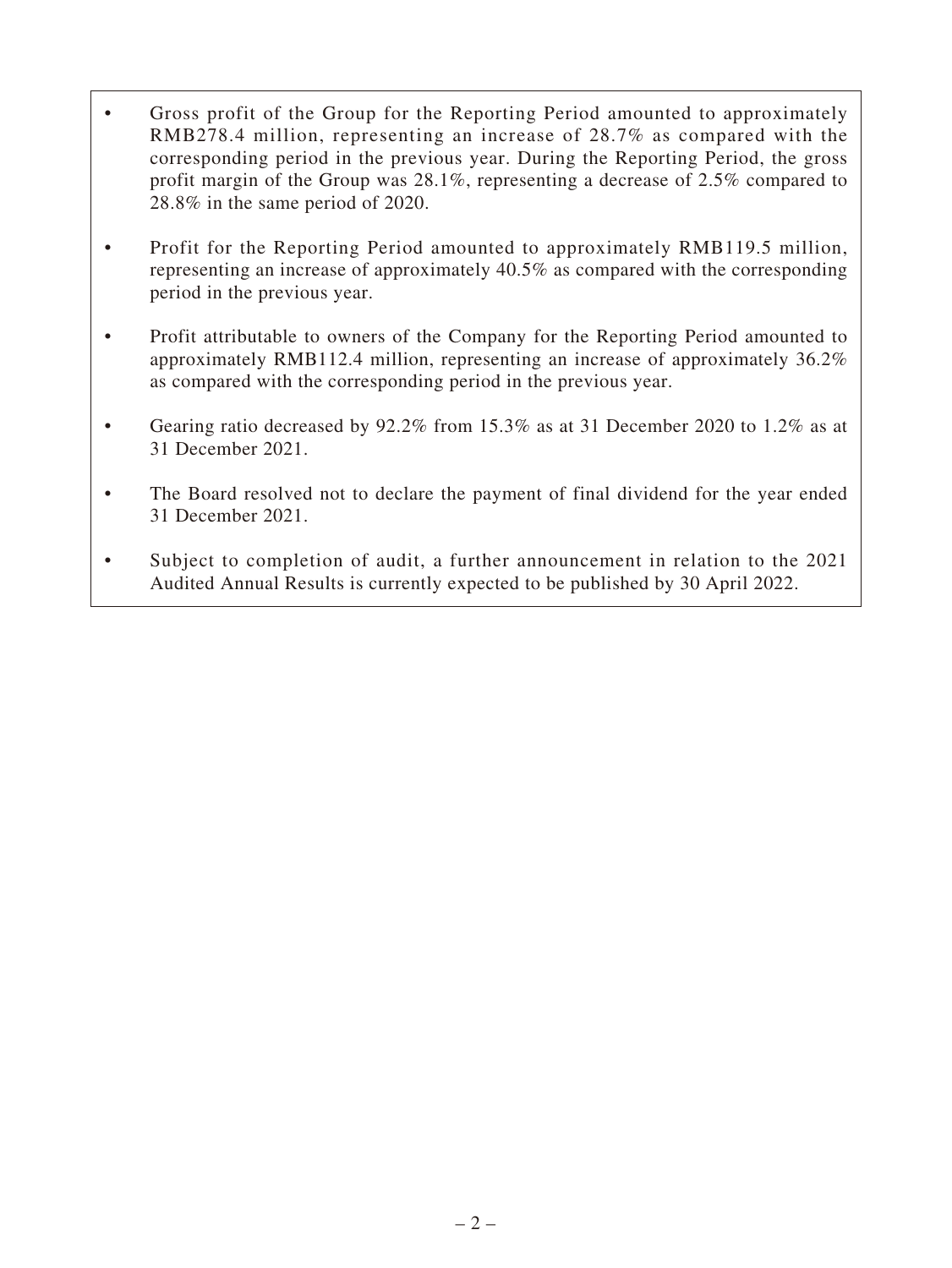- Gross profit of the Group for the Reporting Period amounted to approximately RMB278.4 million, representing an increase of 28.7% as compared with the corresponding period in the previous year. During the Reporting Period, the gross profit margin of the Group was 28.1%, representing a decrease of 2.5% compared to 28.8% in the same period of 2020.
- Profit for the Reporting Period amounted to approximately RMB119.5 million, representing an increase of approximately 40.5% as compared with the corresponding period in the previous year.
- Profit attributable to owners of the Company for the Reporting Period amounted to approximately RMB112.4 million, representing an increase of approximately 36.2% as compared with the corresponding period in the previous year.
- Gearing ratio decreased by 92.2% from 15.3% as at 31 December 2020 to 1.2% as at 31 December 2021.
- The Board resolved not to declare the payment of final dividend for the year ended 31 December 2021.
- Subject to completion of audit, a further announcement in relation to the 2021 Audited Annual Results is currently expected to be published by 30 April 2022.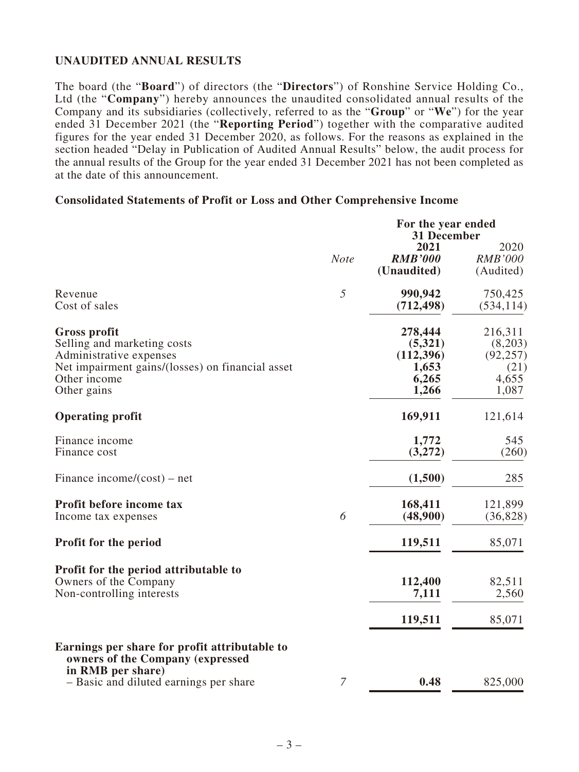## UNAUDITED ANNUAL RESULTS

The board (the "**Board**") of directors (the "**Directors**") of Ronshine Service Holding Co., Ltd (the "**Company**") hereby announces the unaudited consolidated annual results of the Company and its subsidiaries (collectively, referred to as the "**Group**" or "**We**") for the year ended 31 December 2021 (the "**Reporting Period**") together with the comparative audited figures for the year ended 31 December 2020, as follows. For the reasons as explained in the section headed "Delay in Publication of Audited Annual Results" below, the audit process for the annual results of the Group for the year ended 31 December 2021 has not been completed as at the date of this announcement.

### Consolidated Statements of Profit or Loss and Other Comprehensive Income

| | *Note* | **For the year ended 31 December** **2021** ***RMB'000*** **(Unaudited)** | 2020 *RMB'000* (Audited) |
|---|---|---|---|
| Revenue | *5* | **990,942** | 750,425 |
| Cost of sales | | **(712,498)** | (534,114) |
| **Gross profit** | | **278,444** | 216,311 |
| Selling and marketing costs | | **(5,321)** | (8,203) |
| Administrative expenses | | **(112,396)** | (92,257) |
| Net impairment gains/(losses) on financial asset | | **1,653** | (21) |
| Other income | | **6,265** | 4,655 |
| Other gains | | **1,266** | 1,087 |
| **Operating profit** | | **169,911** | 121,614 |
| Finance income | | **1,772** | 545 |
| Finance cost | | **(3,272)** | (260) |
| Finance income/(cost) – net | | **(1,500)** | 285 |
| **Profit before income tax** | | **168,411** | 121,899 |
| Income tax expenses | *6* | **(48,900)** | (36,828) |
| **Profit for the period** | | **119,511** | 85,071 |
| **Profit for the period attributable to** | | | |
| Owners of the Company | | **112,400** | 82,511 |
| Non-controlling interests | | **7,111** | 2,560 |
| | | **119,511** | 85,071 |
| **Earnings per share for profit attributable to owners of the Company (expressed in RMB per share)** | | | |
| – Basic and diluted earnings per share | *7* | **0.48** | 825,000 |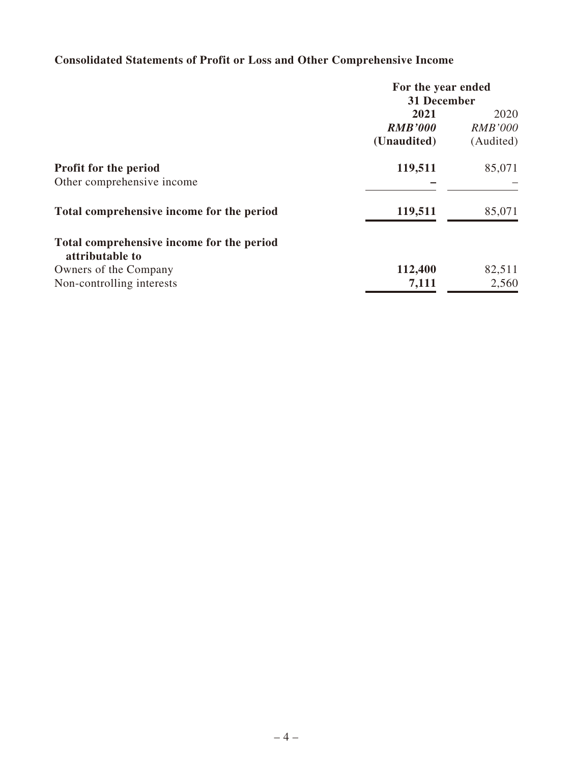**Consolidated Statements of Profit or Loss and Other Comprehensive Income**

| | For the year ended 31 December | |
|---|---|---|
| | **2021** | 2020 |
| | ***RMB'000*** | *RMB'000* |
| | **(Unaudited)** | (Audited) |
| **Profit for the period** | **119,511** | 85,071 |
| Other comprehensive income | **–** | – |
| **Total comprehensive income for the period** | **119,511** | 85,071 |
| **Total comprehensive income for the period attributable to** | | |
| Owners of the Company | **112,400** | 82,511 |
| Non-controlling interests | **7,111** | 2,560 |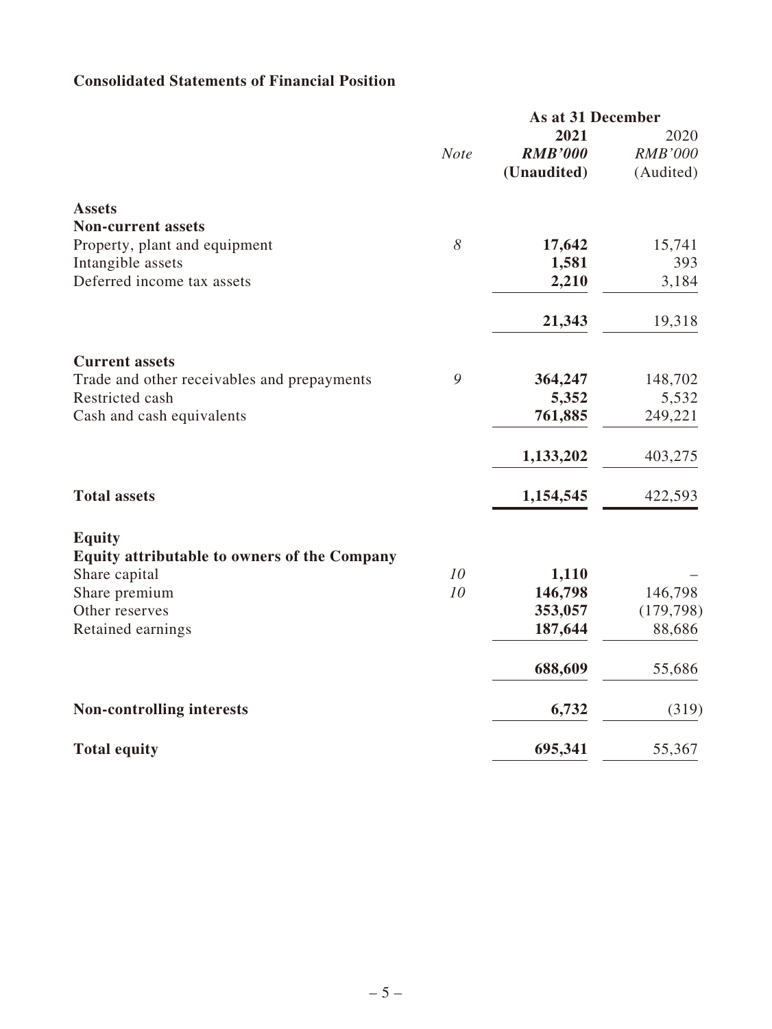## Consolidated Statements of Financial Position

| | Note | As at 31 December 2021 RMB'000 (Unaudited) | 2020 RMB'000 (Audited) |
|---|---|---|---|
| **Assets** | | | |
| **Non-current assets** | | | |
| Property, plant and equipment | 8 | **17,642** | 15,741 |
| Intangible assets | | **1,581** | 393 |
| Deferred income tax assets | | **2,210** | 3,184 |
| | | **21,343** | 19,318 |
| **Current assets** | | | |
| Trade and other receivables and prepayments | 9 | **364,247** | 148,702 |
| Restricted cash | | **5,352** | 5,532 |
| Cash and cash equivalents | | **761,885** | 249,221 |
| | | **1,133,202** | 403,275 |
| **Total assets** | | **1,154,545** | 422,593 |
| **Equity** | | | |
| **Equity attributable to owners of the Company** | | | |
| Share capital | 10 | **1,110** | – |
| Share premium | 10 | **146,798** | 146,798 |
| Other reserves | | **353,057** | (179,798) |
| Retained earnings | | **187,644** | 88,686 |
| | | **688,609** | 55,686 |
| **Non-controlling interests** | | **6,732** | (319) |
| **Total equity** | | **695,341** | 55,367 |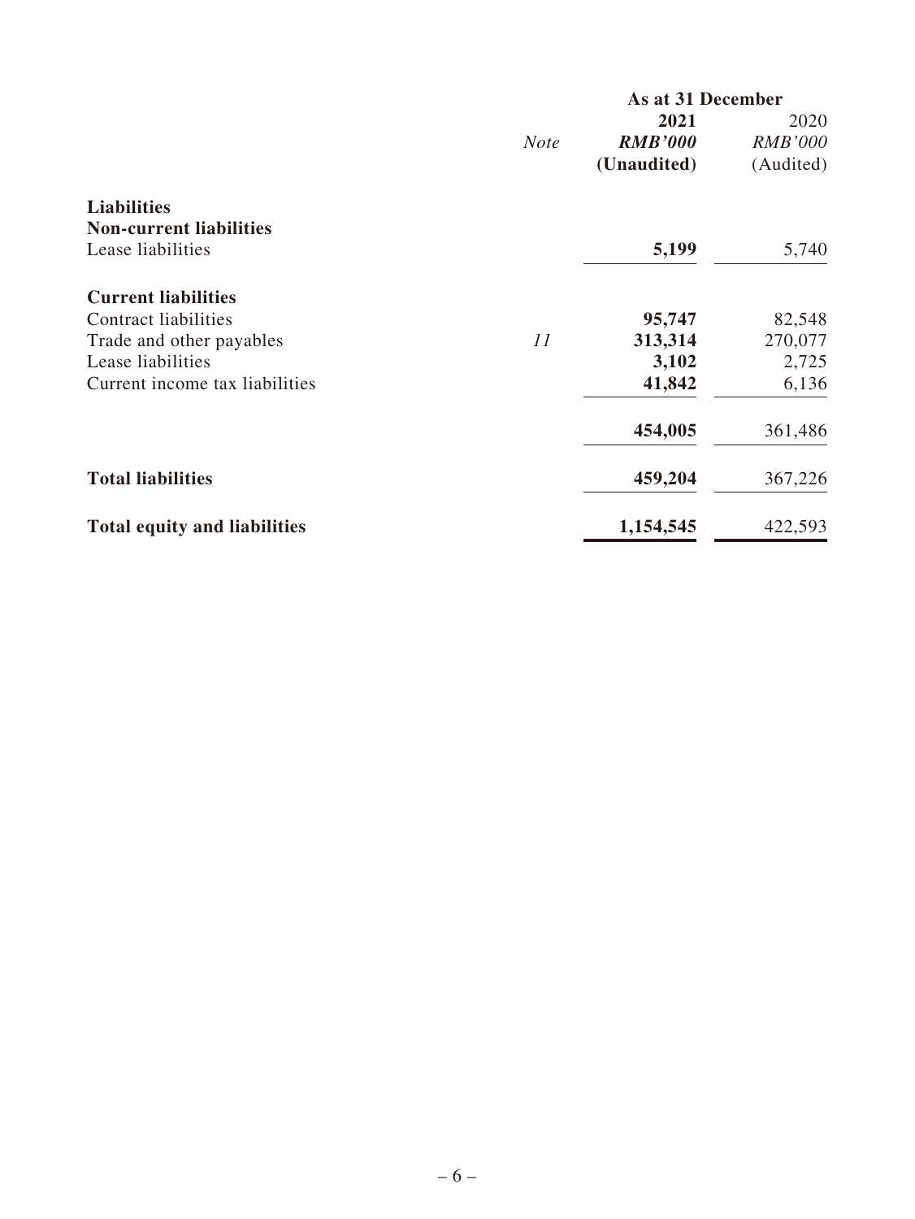| | | As at 31 December | |
|---|---|---|---|
| | | **2021** | 2020 |
| | *Note* | ***RMB'000*** | *RMB'000* |
| | | **(Unaudited)** | (Audited) |
| **Liabilities** | | | |
| **Non-current liabilities** | | | |
| Lease liabilities | | **5,199** | 5,740 |
| **Current liabilities** | | | |
| Contract liabilities | | **95,747** | 82,548 |
| Trade and other payables | *11* | **313,314** | 270,077 |
| Lease liabilities | | **3,102** | 2,725 |
| Current income tax liabilities | | **41,842** | 6,136 |
| | | **454,005** | 361,486 |
| **Total liabilities** | | **459,204** | 367,226 |
| **Total equity and liabilities** | | **1,154,545** | 422,593 |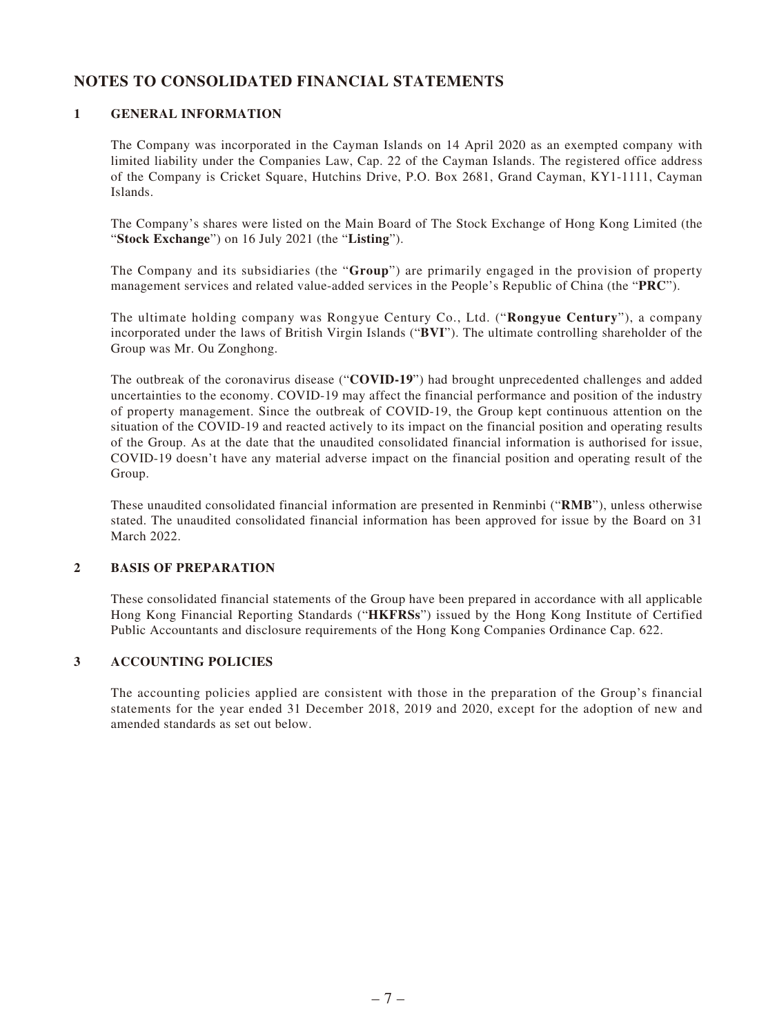# NOTES TO CONSOLIDATED FINANCIAL STATEMENTS

## 1 GENERAL INFORMATION

The Company was incorporated in the Cayman Islands on 14 April 2020 as an exempted company with limited liability under the Companies Law, Cap. 22 of the Cayman Islands. The registered office address of the Company is Cricket Square, Hutchins Drive, P.O. Box 2681, Grand Cayman, KY1-1111, Cayman Islands.

The Company's shares were listed on the Main Board of The Stock Exchange of Hong Kong Limited (the "**Stock Exchange**") on 16 July 2021 (the "**Listing**").

The Company and its subsidiaries (the "**Group**") are primarily engaged in the provision of property management services and related value-added services in the People's Republic of China (the "**PRC**").

The ultimate holding company was Rongyue Century Co., Ltd. ("**Rongyue Century**"), a company incorporated under the laws of British Virgin Islands ("**BVI**"). The ultimate controlling shareholder of the Group was Mr. Ou Zonghong.

The outbreak of the coronavirus disease ("**COVID-19**") had brought unprecedented challenges and added uncertainties to the economy. COVID-19 may affect the financial performance and position of the industry of property management. Since the outbreak of COVID-19, the Group kept continuous attention on the situation of the COVID-19 and reacted actively to its impact on the financial position and operating results of the Group. As at the date that the unaudited consolidated financial information is authorised for issue, COVID-19 doesn't have any material adverse impact on the financial position and operating result of the Group.

These unaudited consolidated financial information are presented in Renminbi ("**RMB**"), unless otherwise stated. The unaudited consolidated financial information has been approved for issue by the Board on 31 March 2022.

## 2 BASIS OF PREPARATION

These consolidated financial statements of the Group have been prepared in accordance with all applicable Hong Kong Financial Reporting Standards ("**HKFRSs**") issued by the Hong Kong Institute of Certified Public Accountants and disclosure requirements of the Hong Kong Companies Ordinance Cap. 622.

## 3 ACCOUNTING POLICIES

The accounting policies applied are consistent with those in the preparation of the Group's financial statements for the year ended 31 December 2018, 2019 and 2020, except for the adoption of new and amended standards as set out below.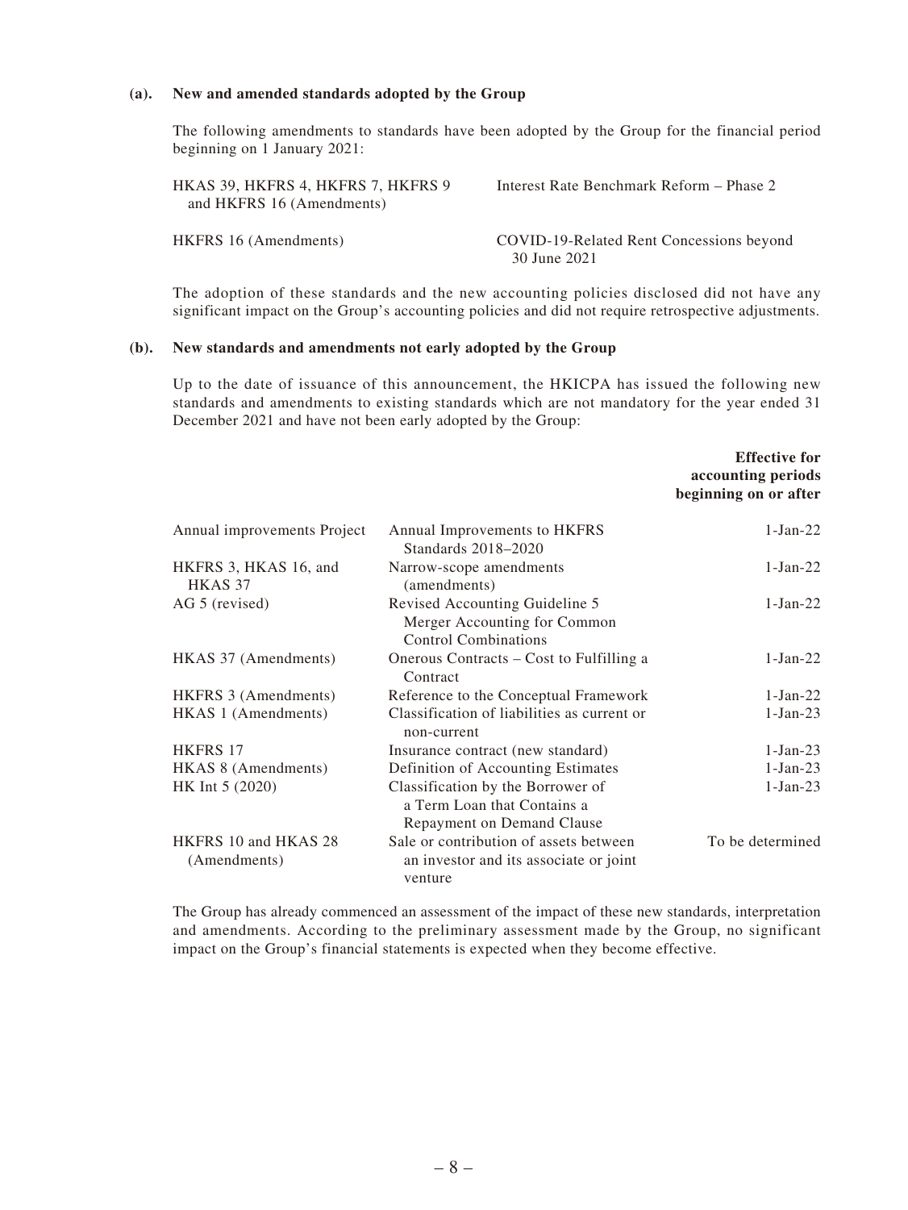**(a). New and amended standards adopted by the Group**

The following amendments to standards have been adopted by the Group for the financial period beginning on 1 January 2021:

| | |
|---|---|
| HKAS 39, HKFRS 4, HKFRS 7, HKFRS 9 and HKFRS 16 (Amendments) | Interest Rate Benchmark Reform – Phase 2 |
| HKFRS 16 (Amendments) | COVID-19-Related Rent Concessions beyond 30 June 2021 |

The adoption of these standards and the new accounting policies disclosed did not have any significant impact on the Group's accounting policies and did not require retrospective adjustments.

**(b). New standards and amendments not early adopted by the Group**

Up to the date of issuance of this announcement, the HKICPA has issued the following new standards and amendments to existing standards which are not mandatory for the year ended 31 December 2021 and have not been early adopted by the Group:

| | | **Effective for accounting periods beginning on or after** |
|---|---|---|
| Annual improvements Project | Annual Improvements to HKFRS Standards 2018–2020 | 1-Jan-22 |
| HKFRS 3, HKAS 16, and HKAS 37 | Narrow-scope amendments (amendments) | 1-Jan-22 |
| AG 5 (revised) | Revised Accounting Guideline 5 Merger Accounting for Common Control Combinations | 1-Jan-22 |
| HKAS 37 (Amendments) | Onerous Contracts – Cost to Fulfilling a Contract | 1-Jan-22 |
| HKFRS 3 (Amendments) | Reference to the Conceptual Framework | 1-Jan-22 |
| HKAS 1 (Amendments) | Classification of liabilities as current or non-current | 1-Jan-23 |
| HKFRS 17 | Insurance contract (new standard) | 1-Jan-23 |
| HKAS 8 (Amendments) | Definition of Accounting Estimates | 1-Jan-23 |
| HK Int 5 (2020) | Classification by the Borrower of a Term Loan that Contains a Repayment on Demand Clause | 1-Jan-23 |
| HKFRS 10 and HKAS 28 (Amendments) | Sale or contribution of assets between an investor and its associate or joint venture | To be determined |

The Group has already commenced an assessment of the impact of these new standards, interpretation and amendments. According to the preliminary assessment made by the Group, no significant impact on the Group's financial statements is expected when they become effective.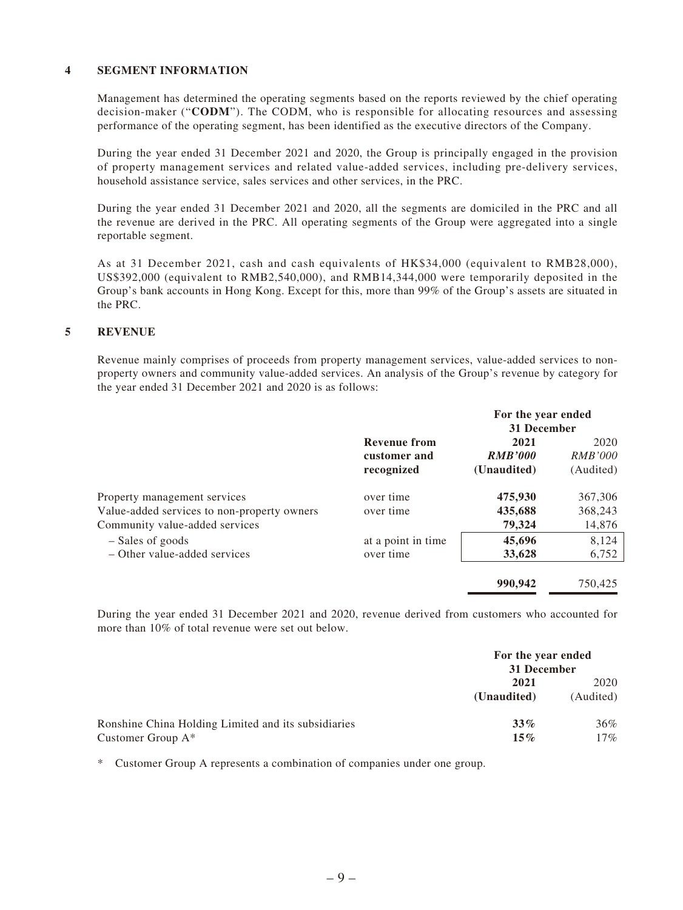## 4 SEGMENT INFORMATION

Management has determined the operating segments based on the reports reviewed by the chief operating decision-maker ("**CODM**"). The CODM, who is responsible for allocating resources and assessing performance of the operating segment, has been identified as the executive directors of the Company.

During the year ended 31 December 2021 and 2020, the Group is principally engaged in the provision of property management services and related value-added services, including pre-delivery services, household assistance service, sales services and other services, in the PRC.

During the year ended 31 December 2021 and 2020, all the segments are domiciled in the PRC and all the revenue are derived in the PRC. All operating segments of the Group were aggregated into a single reportable segment.

As at 31 December 2021, cash and cash equivalents of HK$34,000 (equivalent to RMB28,000), US$392,000 (equivalent to RMB2,540,000), and RMB14,344,000 were temporarily deposited in the Group's bank accounts in Hong Kong. Except for this, more than 99% of the Group's assets are situated in the PRC.

## 5 REVENUE

Revenue mainly comprises of proceeds from property management services, value-added services to non-property owners and community value-added services. An analysis of the Group's revenue by category for the year ended 31 December 2021 and 2020 is as follows:

| | | For the year ended 31 December | |
|---|---|---|---|
| | **Revenue from customer and recognized** | **2021** | 2020 |
| | | ***RMB'000*** | *RMB'000* |
| | | **(Unaudited)** | (Audited) |
| Property management services | over time | **475,930** | 367,306 |
| Value-added services to non-property owners | over time | **435,688** | 368,243 |
| Community value-added services | | **79,324** | 14,876 |
| – Sales of goods | at a point in time | **45,696** | 8,124 |
| – Other value-added services | over time | **33,628** | 6,752 |
| | | **990,942** | 750,425 |

During the year ended 31 December 2021 and 2020, revenue derived from customers who accounted for more than 10% of total revenue were set out below.

| | For the year ended 31 December | |
|---|---|---|
| | **2021** | 2020 |
| | **(Unaudited)** | (Audited) |
| Ronshine China Holding Limited and its subsidiaries | **33%** | 36% |
| Customer Group A* | **15%** | 17% |

\* Customer Group A represents a combination of companies under one group.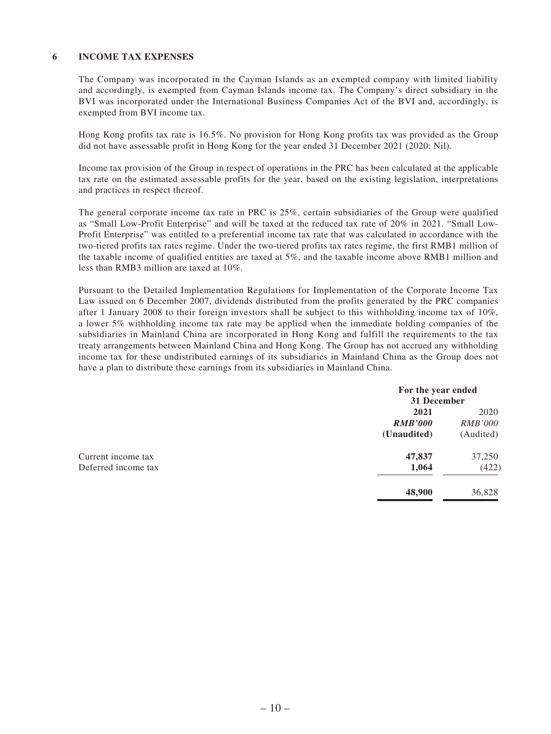## 6 INCOME TAX EXPENSES

The Company was incorporated in the Cayman Islands as an exempted company with limited liability and accordingly, is exempted from Cayman Islands income tax. The Company's direct subsidiary in the BVI was incorporated under the International Business Companies Act of the BVI and, accordingly, is exempted from BVI income tax.

Hong Kong profits tax rate is 16.5%. No provision for Hong Kong profits tax was provided as the Group did not have assessable profit in Hong Kong for the year ended 31 December 2021 (2020: Nil).

Income tax provision of the Group in respect of operations in the PRC has been calculated at the applicable tax rate on the estimated assessable profits for the year, based on the existing legislation, interpretations and practices in respect thereof.

The general corporate income tax rate in PRC is 25%, certain subsidiaries of the Group were qualified as "Small Low-Profit Enterprise" and will be taxed at the reduced tax rate of 20% in 2021. "Small Low-Profit Enterprise" was entitled to a preferential income tax rate that was calculated in accordance with the two-tiered profits tax rates regime. Under the two-tiered profits tax rates regime, the first RMB1 million of the taxable income of qualified entities are taxed at 5%, and the taxable income above RMB1 million and less than RMB3 million are taxed at 10%.

Pursuant to the Detailed Implementation Regulations for Implementation of the Corporate Income Tax Law issued on 6 December 2007, dividends distributed from the profits generated by the PRC companies after 1 January 2008 to their foreign investors shall be subject to this withholding income tax of 10%, a lower 5% withholding income tax rate may be applied when the immediate holding companies of the subsidiaries in Mainland China are incorporated in Hong Kong and fulfill the requirements to the tax treaty arrangements between Mainland China and Hong Kong. The Group has not accrued any withholding income tax for these undistributed earnings of its subsidiaries in Mainland China as the Group does not have a plan to distribute these earnings from its subsidiaries in Mainland China.

| | For the year ended 31 December | |
|---|---|---|
| | **2021** | 2020 |
| | ***RMB'000*** | *RMB'000* |
| | **(Unaudited)** | (Audited) |
| Current income tax | **47,837** | 37,250 |
| Deferred income tax | **1,064** | (422) |
| | **48,900** | 36,828 |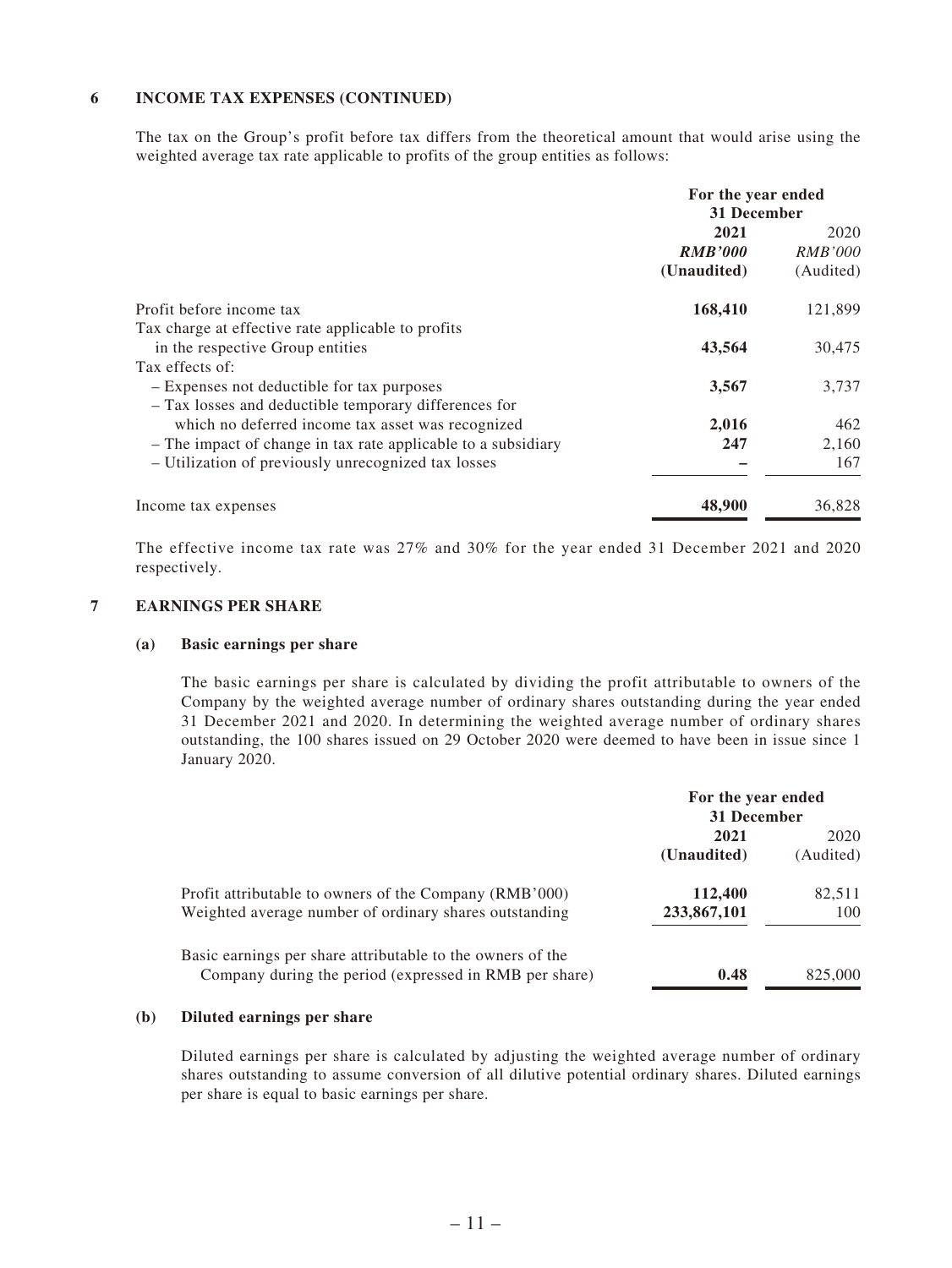### 6 INCOME TAX EXPENSES (CONTINUED)

The tax on the Group's profit before tax differs from the theoretical amount that would arise using the weighted average tax rate applicable to profits of the group entities as follows:

| | For the year ended 31 December | |
|---|---|---|
| | **2021** | 2020 |
| | ***RMB'000*** | *RMB'000* |
| | **(Unaudited)** | (Audited) |
| Profit before income tax | **168,410** | 121,899 |
| Tax charge at effective rate applicable to profits in the respective Group entities | **43,564** | 30,475 |
| Tax effects of: | | |
| – Expenses not deductible for tax purposes | **3,567** | 3,737 |
| – Tax losses and deductible temporary differences for which no deferred income tax asset was recognized | **2,016** | 462 |
| – The impact of change in tax rate applicable to a subsidiary | **247** | 2,160 |
| – Utilization of previously unrecognized tax losses | **–** | 167 |
| Income tax expenses | **48,900** | 36,828 |

The effective income tax rate was 27% and 30% for the year ended 31 December 2021 and 2020 respectively.

### 7 EARNINGS PER SHARE

#### (a) Basic earnings per share

The basic earnings per share is calculated by dividing the profit attributable to owners of the Company by the weighted average number of ordinary shares outstanding during the year ended 31 December 2021 and 2020. In determining the weighted average number of ordinary shares outstanding, the 100 shares issued on 29 October 2020 were deemed to have been in issue since 1 January 2020.

| | For the year ended 31 December | |
|---|---|---|
| | **2021** | 2020 |
| | **(Unaudited)** | (Audited) |
| Profit attributable to owners of the Company (RMB'000) | **112,400** | 82,511 |
| Weighted average number of ordinary shares outstanding | **233,867,101** | 100 |
| Basic earnings per share attributable to the owners of the Company during the period (expressed in RMB per share) | **0.48** | 825,000 |

#### (b) Diluted earnings per share

Diluted earnings per share is calculated by adjusting the weighted average number of ordinary shares outstanding to assume conversion of all dilutive potential ordinary shares. Diluted earnings per share is equal to basic earnings per share.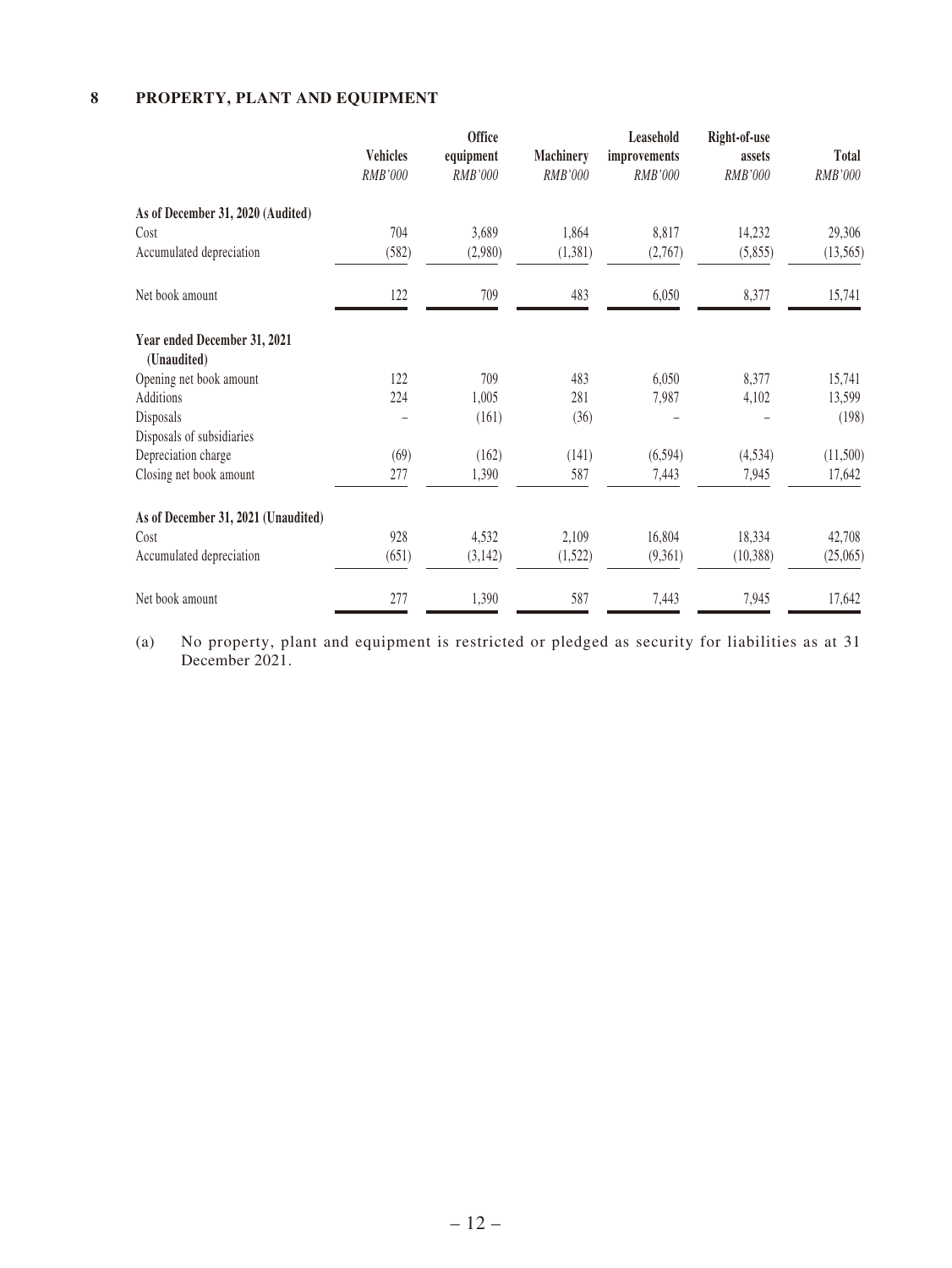## 8 PROPERTY, PLANT AND EQUIPMENT

| | Vehicles | Office equipment | Machinery | Leasehold improvements | Right-of-use assets | Total |
|---|---|---|---|---|---|---|
| | *RMB'000* | *RMB'000* | *RMB'000* | *RMB'000* | *RMB'000* | *RMB'000* |
| **As of December 31, 2020 (Audited)** | | | | | | |
| Cost | 704 | 3,689 | 1,864 | 8,817 | 14,232 | 29,306 |
| Accumulated depreciation | (582) | (2,980) | (1,381) | (2,767) | (5,855) | (13,565) |
| Net book amount | 122 | 709 | 483 | 6,050 | 8,377 | 15,741 |
| **Year ended December 31, 2021 (Unaudited)** | | | | | | |
| Opening net book amount | 122 | 709 | 483 | 6,050 | 8,377 | 15,741 |
| Additions | 224 | 1,005 | 281 | 7,987 | 4,102 | 13,599 |
| Disposals | – | (161) | (36) | – | – | (198) |
| Disposals of subsidiaries | | | | | | |
| Depreciation charge | (69) | (162) | (141) | (6,594) | (4,534) | (11,500) |
| Closing net book amount | 277 | 1,390 | 587 | 7,443 | 7,945 | 17,642 |
| **As of December 31, 2021 (Unaudited)** | | | | | | |
| Cost | 928 | 4,532 | 2,109 | 16,804 | 18,334 | 42,708 |
| Accumulated depreciation | (651) | (3,142) | (1,522) | (9,361) | (10,388) | (25,065) |
| Net book amount | 277 | 1,390 | 587 | 7,443 | 7,945 | 17,642 |

(a) No property, plant and equipment is restricted or pledged as security for liabilities as at 31 December 2021.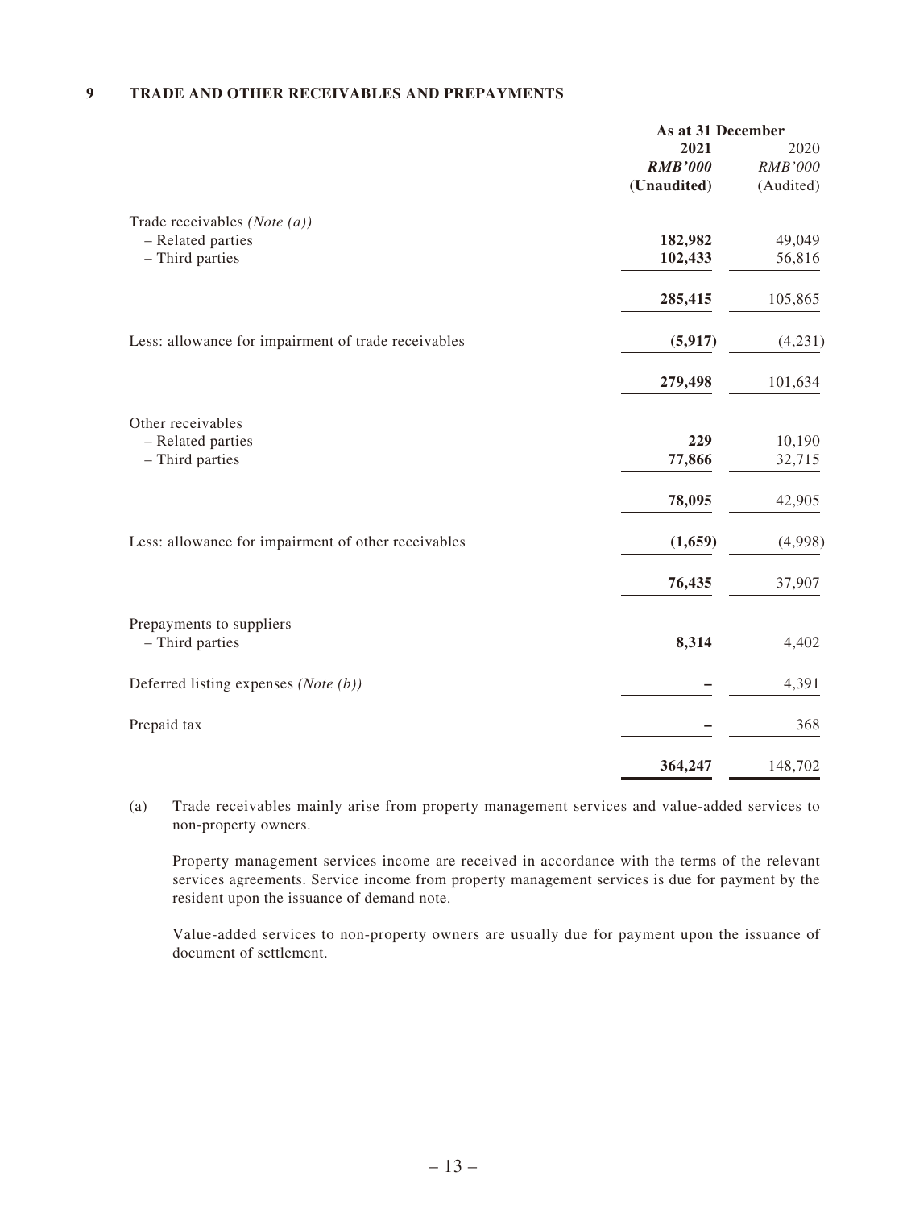## 9 TRADE AND OTHER RECEIVABLES AND PREPAYMENTS

| | As at 31 December | |
|---|---|---|
| | **2021** | 2020 |
| | ***RMB'000*** | *RMB'000* |
| | **(Unaudited)** | (Audited) |
| Trade receivables *(Note (a))* | | |
| – Related parties | **182,982** | 49,049 |
| – Third parties | **102,433** | 56,816 |
| | **285,415** | 105,865 |
| Less: allowance for impairment of trade receivables | **(5,917)** | (4,231) |
| | **279,498** | 101,634 |
| Other receivables | | |
| – Related parties | **229** | 10,190 |
| – Third parties | **77,866** | 32,715 |
| | **78,095** | 42,905 |
| Less: allowance for impairment of other receivables | **(1,659)** | (4,998) |
| | **76,435** | 37,907 |
| Prepayments to suppliers | | |
| – Third parties | **8,314** | 4,402 |
| Deferred listing expenses *(Note (b))* | **–** | 4,391 |
| Prepaid tax | **–** | 368 |
| | **364,247** | 148,702 |

(a) Trade receivables mainly arise from property management services and value-added services to non-property owners.

Property management services income are received in accordance with the terms of the relevant services agreements. Service income from property management services is due for payment by the resident upon the issuance of demand note.

Value-added services to non-property owners are usually due for payment upon the issuance of document of settlement.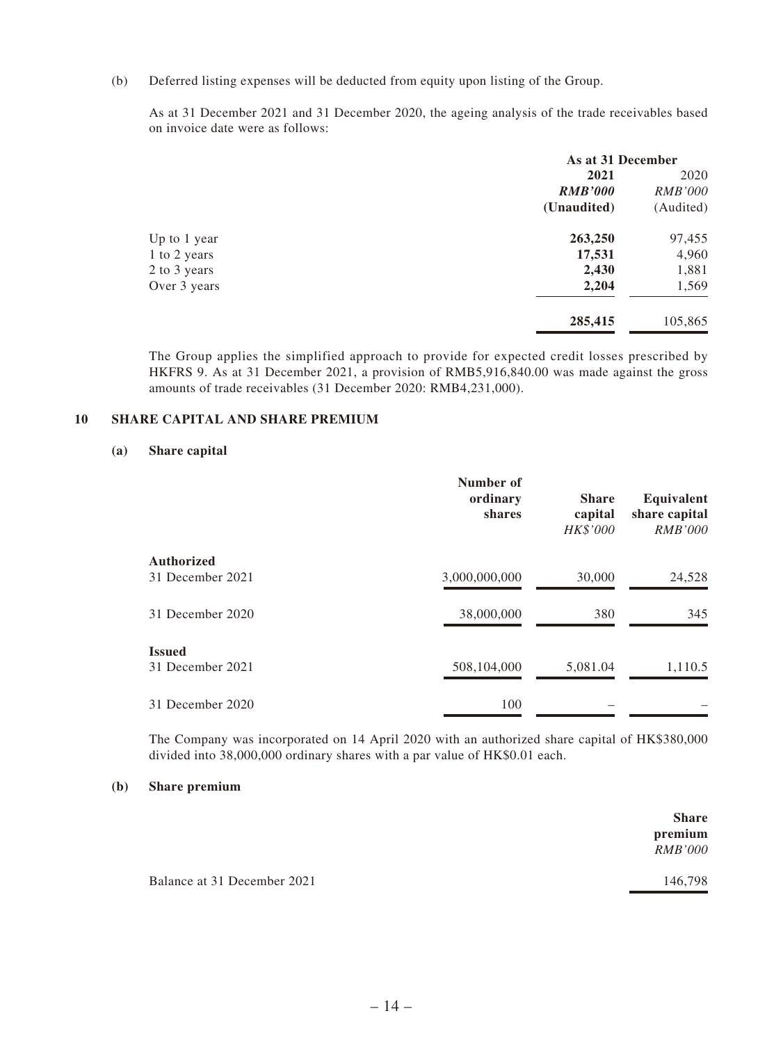(b) Deferred listing expenses will be deducted from equity upon listing of the Group.

As at 31 December 2021 and 31 December 2020, the ageing analysis of the trade receivables based on invoice date were as follows:

| | As at 31 December | |
|---|---|---|
| | **2021** | 2020 |
| | ***RMB'000*** | *RMB'000* |
| | **(Unaudited)** | (Audited) |
| Up to 1 year | **263,250** | 97,455 |
| 1 to 2 years | **17,531** | 4,960 |
| 2 to 3 years | **2,430** | 1,881 |
| Over 3 years | **2,204** | 1,569 |
| | **285,415** | 105,865 |

The Group applies the simplified approach to provide for expected credit losses prescribed by HKFRS 9. As at 31 December 2021, a provision of RMB5,916,840.00 was made against the gross amounts of trade receivables (31 December 2020: RMB4,231,000).

## 10 SHARE CAPITAL AND SHARE PREMIUM

### (a) Share capital

| | Number of ordinary shares | Share capital *HK$'000* | Equivalent share capital *RMB'000* |
|---|---|---|---|
| **Authorized** | | | |
| 31 December 2021 | 3,000,000,000 | 30,000 | 24,528 |
| 31 December 2020 | 38,000,000 | 380 | 345 |
| **Issued** | | | |
| 31 December 2021 | 508,104,000 | 5,081.04 | 1,110.5 |
| 31 December 2020 | 100 | – | – |

The Company was incorporated on 14 April 2020 with an authorized share capital of HK$380,000 divided into 38,000,000 ordinary shares with a par value of HK$0.01 each.

### (b) Share premium

| | Share premium *RMB'000* |
|---|---|
| Balance at 31 December 2021 | 146,798 |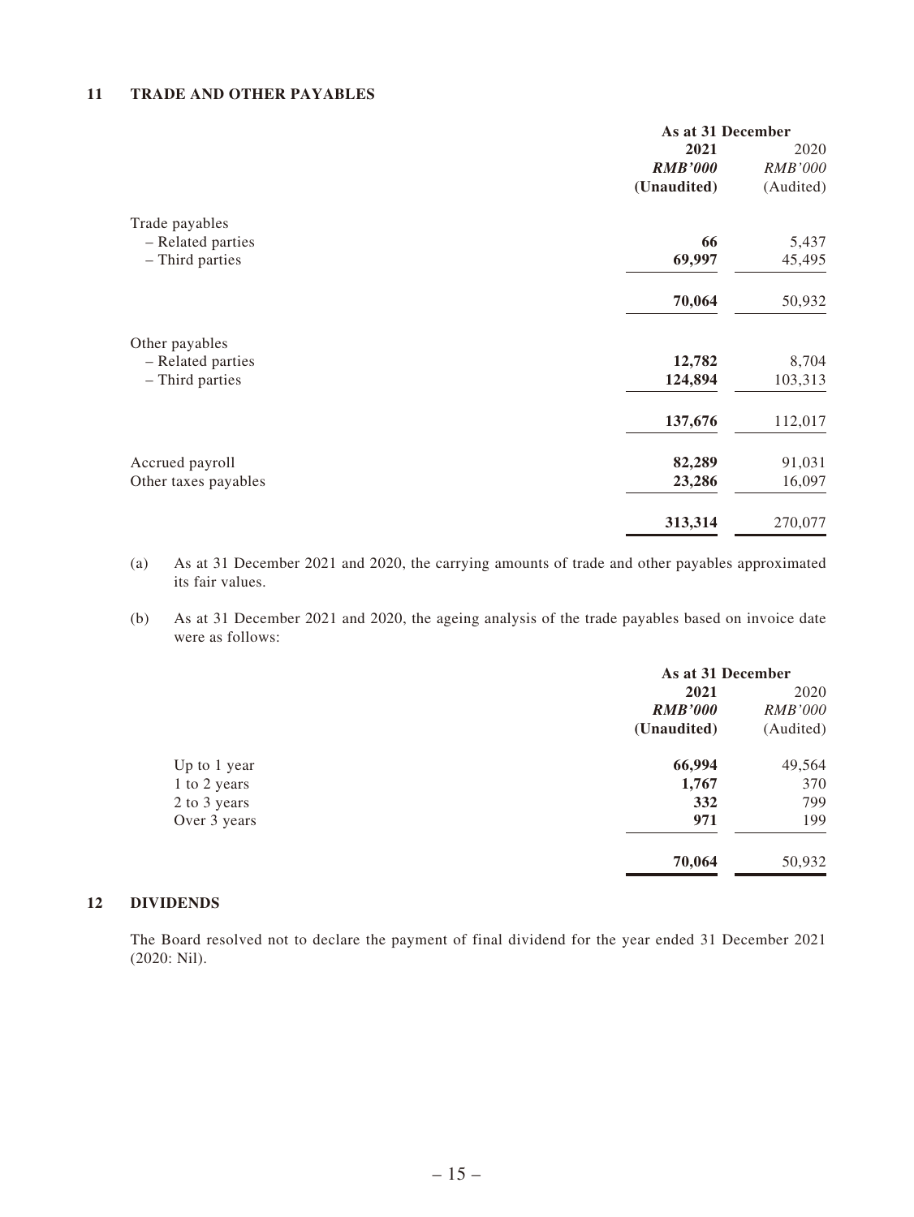## 11 TRADE AND OTHER PAYABLES

| | As at 31 December | |
|---|---|---|
| | **2021** | 2020 |
| | ***RMB'000*** | *RMB'000* |
| | **(Unaudited)** | (Audited) |
| Trade payables | | |
| – Related parties | **66** | 5,437 |
| – Third parties | **69,997** | 45,495 |
| | **70,064** | 50,932 |
| Other payables | | |
| – Related parties | **12,782** | 8,704 |
| – Third parties | **124,894** | 103,313 |
| | **137,676** | 112,017 |
| Accrued payroll | **82,289** | 91,031 |
| Other taxes payables | **23,286** | 16,097 |
| | **313,314** | 270,077 |

(a) As at 31 December 2021 and 2020, the carrying amounts of trade and other payables approximated its fair values.

(b) As at 31 December 2021 and 2020, the ageing analysis of the trade payables based on invoice date were as follows:

| | As at 31 December | |
|---|---|---|
| | **2021** | 2020 |
| | ***RMB'000*** | *RMB'000* |
| | **(Unaudited)** | (Audited) |
| Up to 1 year | **66,994** | 49,564 |
| 1 to 2 years | **1,767** | 370 |
| 2 to 3 years | **332** | 799 |
| Over 3 years | **971** | 199 |
| | **70,064** | 50,932 |

## 12 DIVIDENDS

The Board resolved not to declare the payment of final dividend for the year ended 31 December 2021 (2020: Nil).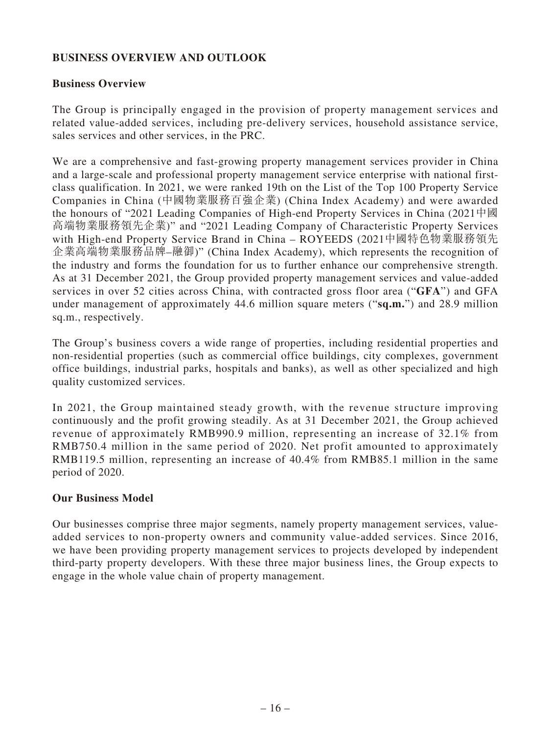## BUSINESS OVERVIEW AND OUTLOOK

### Business Overview

The Group is principally engaged in the provision of property management services and related value-added services, including pre-delivery services, household assistance service, sales services and other services, in the PRC.

We are a comprehensive and fast-growing property management services provider in China and a large-scale and professional property management service enterprise with national first-class qualification. In 2021, we were ranked 19th on the List of the Top 100 Property Service Companies in China (中國物業服務百強企業) (China Index Academy) and were awarded the honours of "2021 Leading Companies of High-end Property Services in China (2021中國高端物業服務領先企業)" and "2021 Leading Company of Characteristic Property Services with High-end Property Service Brand in China – ROYEEDS (2021中國特色物業服務領先企業高端物業服務品牌–融御)" (China Index Academy), which represents the recognition of the industry and forms the foundation for us to further enhance our comprehensive strength. As at 31 December 2021, the Group provided property management services and value-added services in over 52 cities across China, with contracted gross floor area ("**GFA**") and GFA under management of approximately 44.6 million square meters ("**sq.m.**") and 28.9 million sq.m., respectively.

The Group's business covers a wide range of properties, including residential properties and non-residential properties (such as commercial office buildings, city complexes, government office buildings, industrial parks, hospitals and banks), as well as other specialized and high quality customized services.

In 2021, the Group maintained steady growth, with the revenue structure improving continuously and the profit growing steadily. As at 31 December 2021, the Group achieved revenue of approximately RMB990.9 million, representing an increase of 32.1% from RMB750.4 million in the same period of 2020. Net profit amounted to approximately RMB119.5 million, representing an increase of 40.4% from RMB85.1 million in the same period of 2020.

### Our Business Model

Our businesses comprise three major segments, namely property management services, value-added services to non-property owners and community value-added services. Since 2016, we have been providing property management services to projects developed by independent third-party property developers. With these three major business lines, the Group expects to engage in the whole value chain of property management.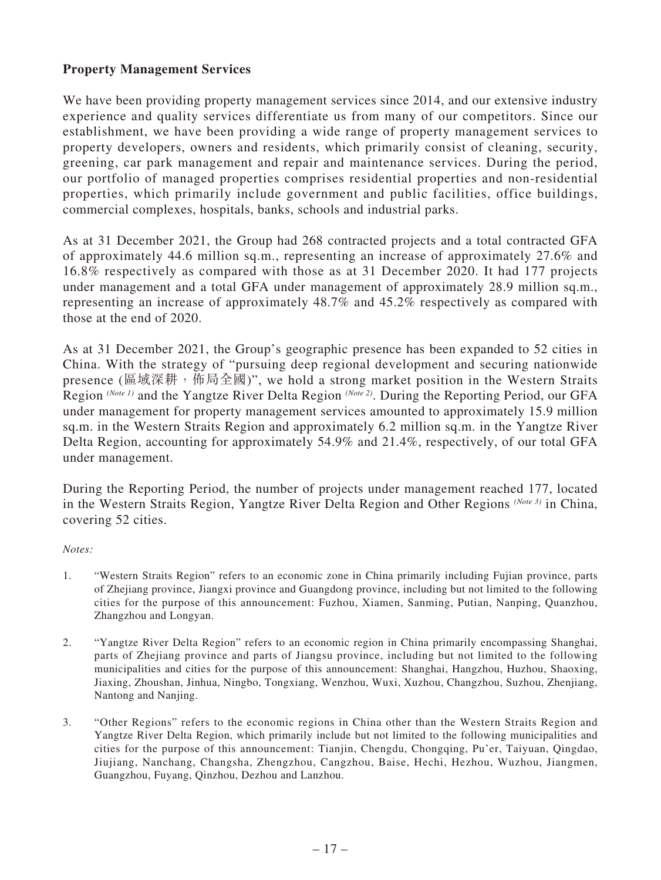**Property Management Services**

We have been providing property management services since 2014, and our extensive industry experience and quality services differentiate us from many of our competitors. Since our establishment, we have been providing a wide range of property management services to property developers, owners and residents, which primarily consist of cleaning, security, greening, car park management and repair and maintenance services. During the period, our portfolio of managed properties comprises residential properties and non-residential properties, which primarily include government and public facilities, office buildings, commercial complexes, hospitals, banks, schools and industrial parks.

As at 31 December 2021, the Group had 268 contracted projects and a total contracted GFA of approximately 44.6 million sq.m., representing an increase of approximately 27.6% and 16.8% respectively as compared with those as at 31 December 2020. It had 177 projects under management and a total GFA under management of approximately 28.9 million sq.m., representing an increase of approximately 48.7% and 45.2% respectively as compared with those at the end of 2020.

As at 31 December 2021, the Group's geographic presence has been expanded to 52 cities in China. With the strategy of "pursuing deep regional development and securing nationwide presence (區域深耕，佈局全國)", we hold a strong market position in the Western Straits Region *(Note 1)* and the Yangtze River Delta Region *(Note 2)*. During the Reporting Period, our GFA under management for property management services amounted to approximately 15.9 million sq.m. in the Western Straits Region and approximately 6.2 million sq.m. in the Yangtze River Delta Region, accounting for approximately 54.9% and 21.4%, respectively, of our total GFA under management.

During the Reporting Period, the number of projects under management reached 177, located in the Western Straits Region, Yangtze River Delta Region and Other Regions *(Note 3)* in China, covering 52 cities.

*Notes:*

1. "Western Straits Region" refers to an economic zone in China primarily including Fujian province, parts of Zhejiang province, Jiangxi province and Guangdong province, including but not limited to the following cities for the purpose of this announcement: Fuzhou, Xiamen, Sanming, Putian, Nanping, Quanzhou, Zhangzhou and Longyan.

2. "Yangtze River Delta Region" refers to an economic region in China primarily encompassing Shanghai, parts of Zhejiang province and parts of Jiangsu province, including but not limited to the following municipalities and cities for the purpose of this announcement: Shanghai, Hangzhou, Huzhou, Shaoxing, Jiaxing, Zhoushan, Jinhua, Ningbo, Tongxiang, Wenzhou, Wuxi, Xuzhou, Changzhou, Suzhou, Zhenjiang, Nantong and Nanjing.

3. "Other Regions" refers to the economic regions in China other than the Western Straits Region and Yangtze River Delta Region, which primarily include but not limited to the following municipalities and cities for the purpose of this announcement: Tianjin, Chengdu, Chongqing, Pu'er, Taiyuan, Qingdao, Jiujiang, Nanchang, Changsha, Zhengzhou, Cangzhou, Baise, Hechi, Hezhou, Wuzhou, Jiangmen, Guangzhou, Fuyang, Qinzhou, Dezhou and Lanzhou.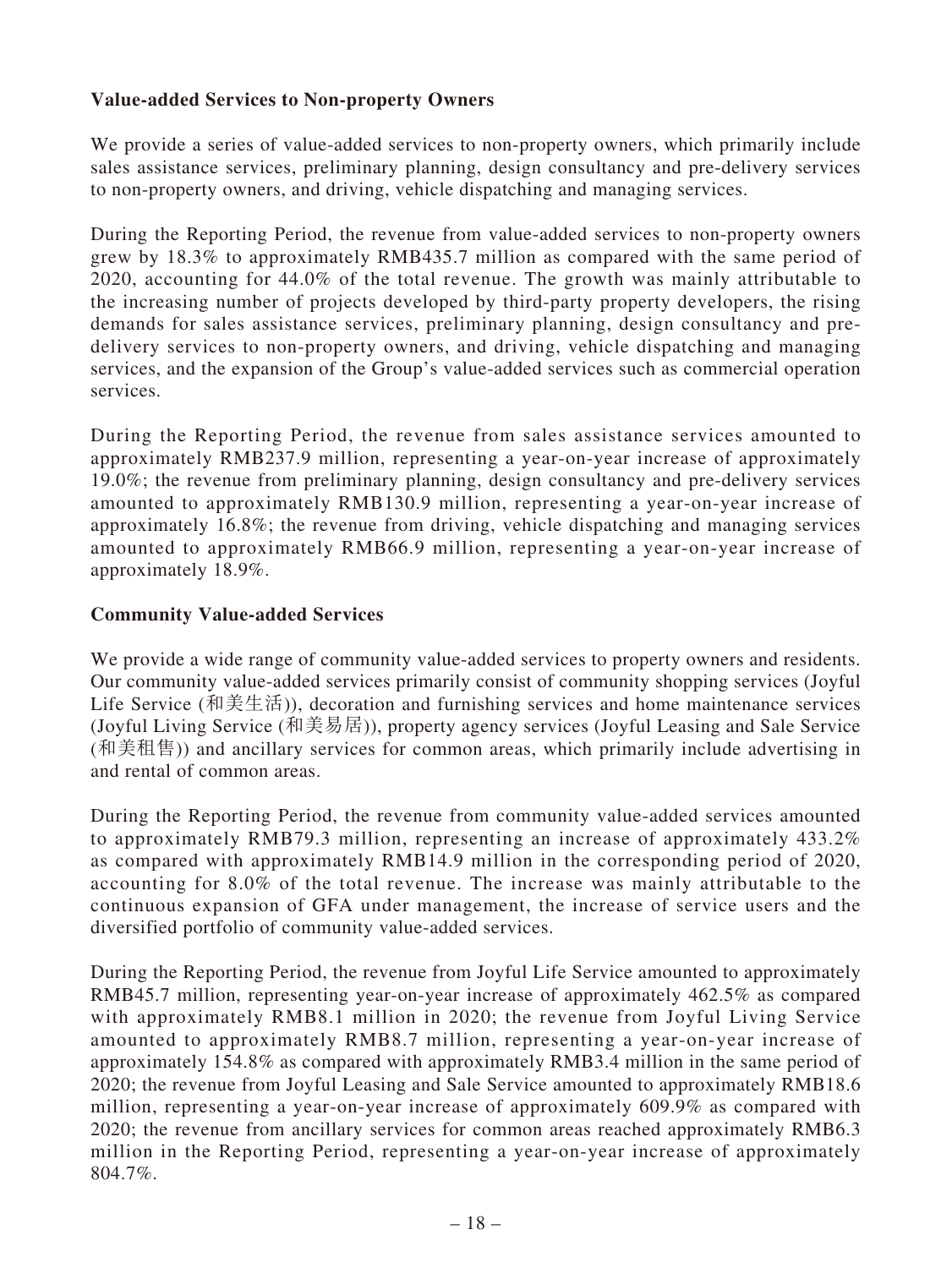**Value-added Services to Non-property Owners**

We provide a series of value-added services to non-property owners, which primarily include sales assistance services, preliminary planning, design consultancy and pre-delivery services to non-property owners, and driving, vehicle dispatching and managing services.

During the Reporting Period, the revenue from value-added services to non-property owners grew by 18.3% to approximately RMB435.7 million as compared with the same period of 2020, accounting for 44.0% of the total revenue. The growth was mainly attributable to the increasing number of projects developed by third-party property developers, the rising demands for sales assistance services, preliminary planning, design consultancy and pre-delivery services to non-property owners, and driving, vehicle dispatching and managing services, and the expansion of the Group's value-added services such as commercial operation services.

During the Reporting Period, the revenue from sales assistance services amounted to approximately RMB237.9 million, representing a year-on-year increase of approximately 19.0%; the revenue from preliminary planning, design consultancy and pre-delivery services amounted to approximately RMB130.9 million, representing a year-on-year increase of approximately 16.8%; the revenue from driving, vehicle dispatching and managing services amounted to approximately RMB66.9 million, representing a year-on-year increase of approximately 18.9%.

**Community Value-added Services**

We provide a wide range of community value-added services to property owners and residents. Our community value-added services primarily consist of community shopping services (Joyful Life Service (和美生活)), decoration and furnishing services and home maintenance services (Joyful Living Service (和美易居)), property agency services (Joyful Leasing and Sale Service (和美租售)) and ancillary services for common areas, which primarily include advertising in and rental of common areas.

During the Reporting Period, the revenue from community value-added services amounted to approximately RMB79.3 million, representing an increase of approximately 433.2% as compared with approximately RMB14.9 million in the corresponding period of 2020, accounting for 8.0% of the total revenue. The increase was mainly attributable to the continuous expansion of GFA under management, the increase of service users and the diversified portfolio of community value-added services.

During the Reporting Period, the revenue from Joyful Life Service amounted to approximately RMB45.7 million, representing year-on-year increase of approximately 462.5% as compared with approximately RMB8.1 million in 2020; the revenue from Joyful Living Service amounted to approximately RMB8.7 million, representing a year-on-year increase of approximately 154.8% as compared with approximately RMB3.4 million in the same period of 2020; the revenue from Joyful Leasing and Sale Service amounted to approximately RMB18.6 million, representing a year-on-year increase of approximately 609.9% as compared with 2020; the revenue from ancillary services for common areas reached approximately RMB6.3 million in the Reporting Period, representing a year-on-year increase of approximately 804.7%.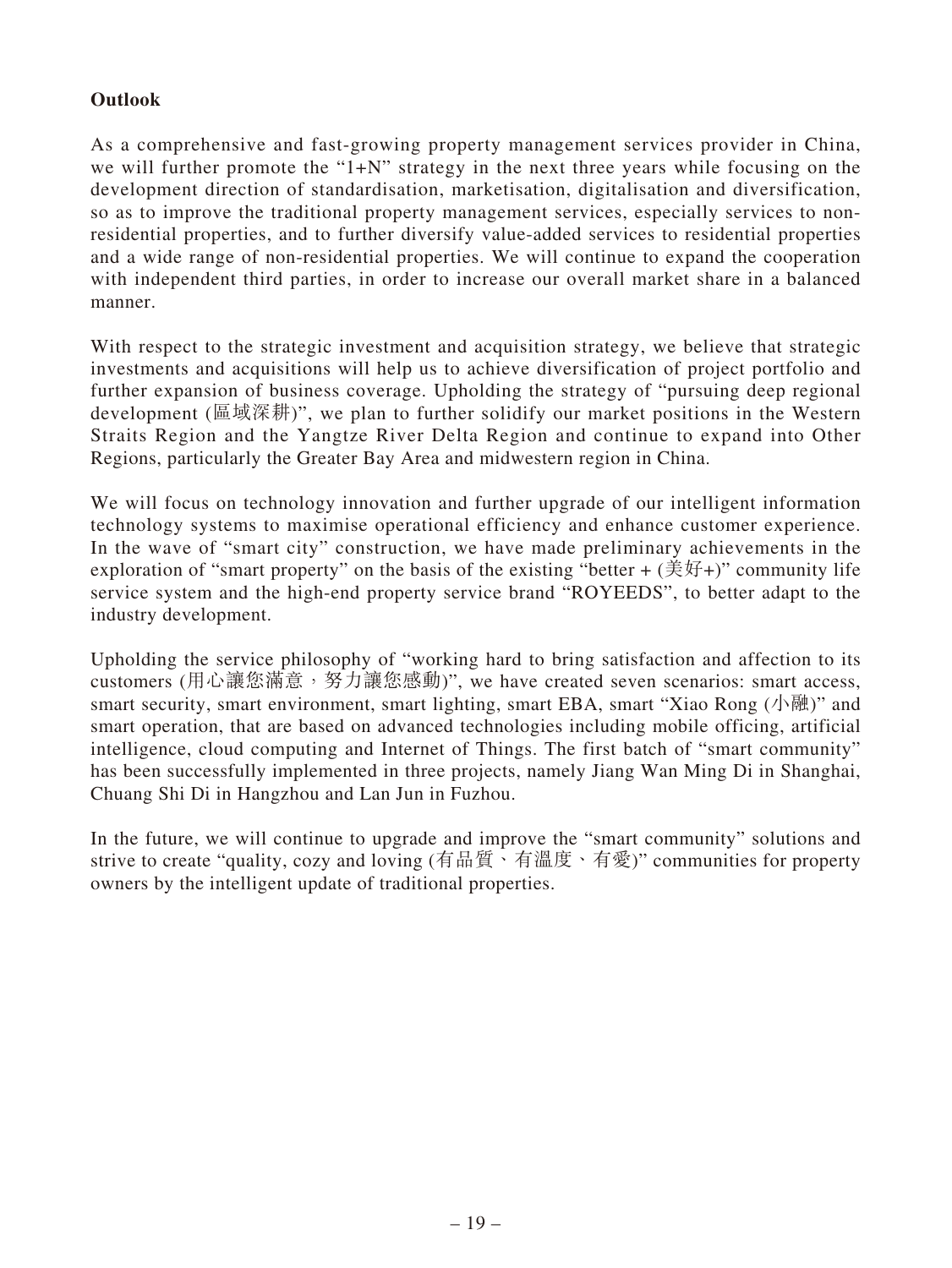## Outlook

As a comprehensive and fast-growing property management services provider in China, we will further promote the "1+N" strategy in the next three years while focusing on the development direction of standardisation, marketisation, digitalisation and diversification, so as to improve the traditional property management services, especially services to non-residential properties, and to further diversify value-added services to residential properties and a wide range of non-residential properties. We will continue to expand the cooperation with independent third parties, in order to increase our overall market share in a balanced manner.

With respect to the strategic investment and acquisition strategy, we believe that strategic investments and acquisitions will help us to achieve diversification of project portfolio and further expansion of business coverage. Upholding the strategy of "pursuing deep regional development (區域深耕)", we plan to further solidify our market positions in the Western Straits Region and the Yangtze River Delta Region and continue to expand into Other Regions, particularly the Greater Bay Area and midwestern region in China.

We will focus on technology innovation and further upgrade of our intelligent information technology systems to maximise operational efficiency and enhance customer experience. In the wave of "smart city" construction, we have made preliminary achievements in the exploration of "smart property" on the basis of the existing "better + (美好+)" community life service system and the high-end property service brand "ROYEEDS", to better adapt to the industry development.

Upholding the service philosophy of "working hard to bring satisfaction and affection to its customers (用心讓您滿意，努力讓您感動)", we have created seven scenarios: smart access, smart security, smart environment, smart lighting, smart EBA, smart "Xiao Rong (小融)" and smart operation, that are based on advanced technologies including mobile officing, artificial intelligence, cloud computing and Internet of Things. The first batch of "smart community" has been successfully implemented in three projects, namely Jiang Wan Ming Di in Shanghai, Chuang Shi Di in Hangzhou and Lan Jun in Fuzhou.

In the future, we will continue to upgrade and improve the "smart community" solutions and strive to create "quality, cozy and loving (有品質、有溫度、有愛)" communities for property owners by the intelligent update of traditional properties.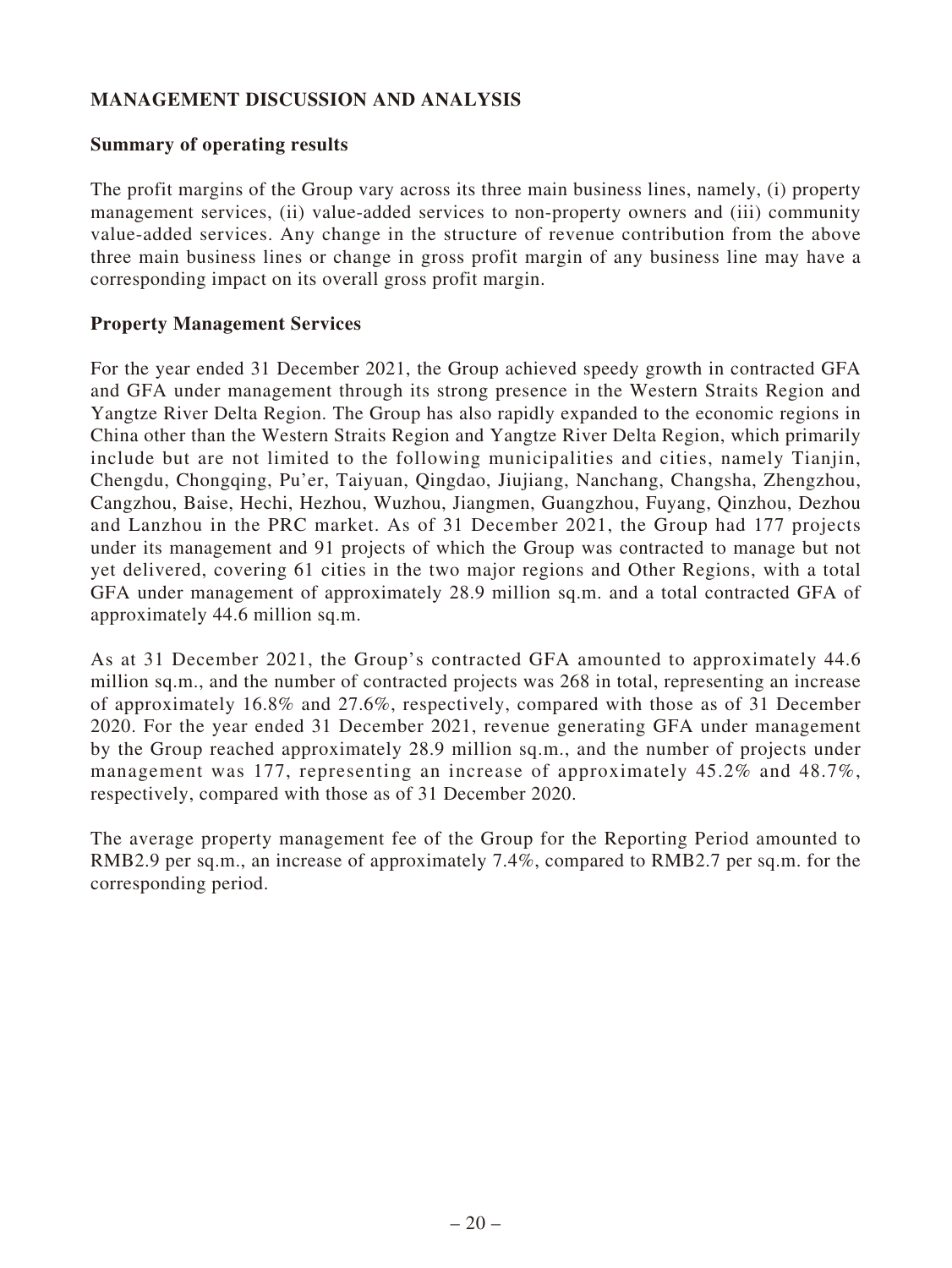## MANAGEMENT DISCUSSION AND ANALYSIS

### Summary of operating results

The profit margins of the Group vary across its three main business lines, namely, (i) property management services, (ii) value-added services to non-property owners and (iii) community value-added services. Any change in the structure of revenue contribution from the above three main business lines or change in gross profit margin of any business line may have a corresponding impact on its overall gross profit margin.

### Property Management Services

For the year ended 31 December 2021, the Group achieved speedy growth in contracted GFA and GFA under management through its strong presence in the Western Straits Region and Yangtze River Delta Region. The Group has also rapidly expanded to the economic regions in China other than the Western Straits Region and Yangtze River Delta Region, which primarily include but are not limited to the following municipalities and cities, namely Tianjin, Chengdu, Chongqing, Pu'er, Taiyuan, Qingdao, Jiujiang, Nanchang, Changsha, Zhengzhou, Cangzhou, Baise, Hechi, Hezhou, Wuzhou, Jiangmen, Guangzhou, Fuyang, Qinzhou, Dezhou and Lanzhou in the PRC market. As of 31 December 2021, the Group had 177 projects under its management and 91 projects of which the Group was contracted to manage but not yet delivered, covering 61 cities in the two major regions and Other Regions, with a total GFA under management of approximately 28.9 million sq.m. and a total contracted GFA of approximately 44.6 million sq.m.

As at 31 December 2021, the Group's contracted GFA amounted to approximately 44.6 million sq.m., and the number of contracted projects was 268 in total, representing an increase of approximately 16.8% and 27.6%, respectively, compared with those as of 31 December 2020. For the year ended 31 December 2021, revenue generating GFA under management by the Group reached approximately 28.9 million sq.m., and the number of projects under management was 177, representing an increase of approximately 45.2% and 48.7%, respectively, compared with those as of 31 December 2020.

The average property management fee of the Group for the Reporting Period amounted to RMB2.9 per sq.m., an increase of approximately 7.4%, compared to RMB2.7 per sq.m. for the corresponding period.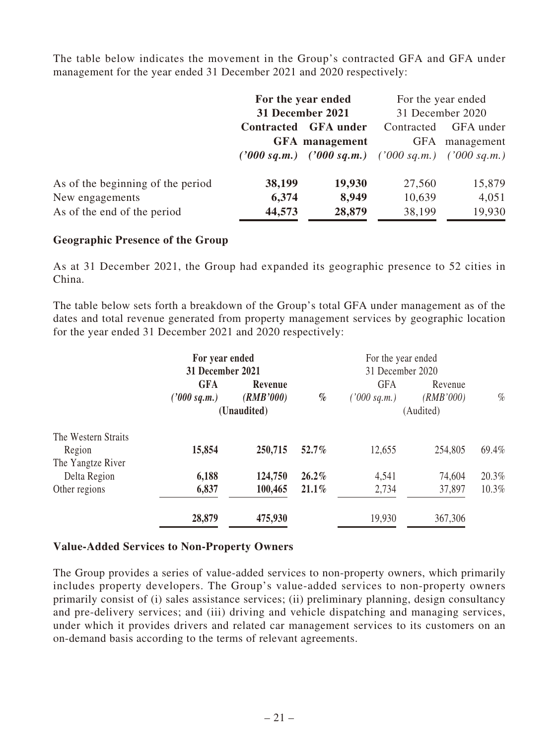The table below indicates the movement in the Group's contracted GFA and GFA under management for the year ended 31 December 2021 and 2020 respectively:

| | **For the year ended 31 December 2021** | | For the year ended 31 December 2020 | |
|---|---|---|---|---|
| | **Contracted GFA** | **GFA under management** | Contracted GFA | GFA under management |
| | ***('000 sq.m.)*** | ***('000 sq.m.)*** | *('000 sq.m.)* | *('000 sq.m.)* |
| As of the beginning of the period | **38,199** | **19,930** | 27,560 | 15,879 |
| New engagements | **6,374** | **8,949** | 10,639 | 4,051 |
| As of the end of the period | **44,573** | **28,879** | 38,199 | 19,930 |

**Geographic Presence of the Group**

As at 31 December 2021, the Group had expanded its geographic presence to 52 cities in China.

The table below sets forth a breakdown of the Group's total GFA under management as of the dates and total revenue generated from property management services by geographic location for the year ended 31 December 2021 and 2020 respectively:

| | **For year ended 31 December 2021** | | | For the year ended 31 December 2020 | | |
|---|---|---|---|---|---|---|
| | **GFA** ***('000 sq.m.)*** | **Revenue** ***(RMB'000)*** **(Unaudited)** | ***%*** | GFA *('000 sq.m.)* | Revenue *(RMB'000)* (Audited) | *%* |
| The Western Straits Region | **15,854** | **250,715** | **52.7%** | 12,655 | 254,805 | 69.4% |
| The Yangtze River Delta Region | **6,188** | **124,750** | **26.2%** | 4,541 | 74,604 | 20.3% |
| Other regions | **6,837** | **100,465** | **21.1%** | 2,734 | 37,897 | 10.3% |
| | **28,879** | **475,930** | | 19,930 | 367,306 | |

**Value-Added Services to Non-Property Owners**

The Group provides a series of value-added services to non-property owners, which primarily includes property developers. The Group's value-added services to non-property owners primarily consist of (i) sales assistance services; (ii) preliminary planning, design consultancy and pre-delivery services; and (iii) driving and vehicle dispatching and managing services, under which it provides drivers and related car management services to its customers on an on-demand basis according to the terms of relevant agreements.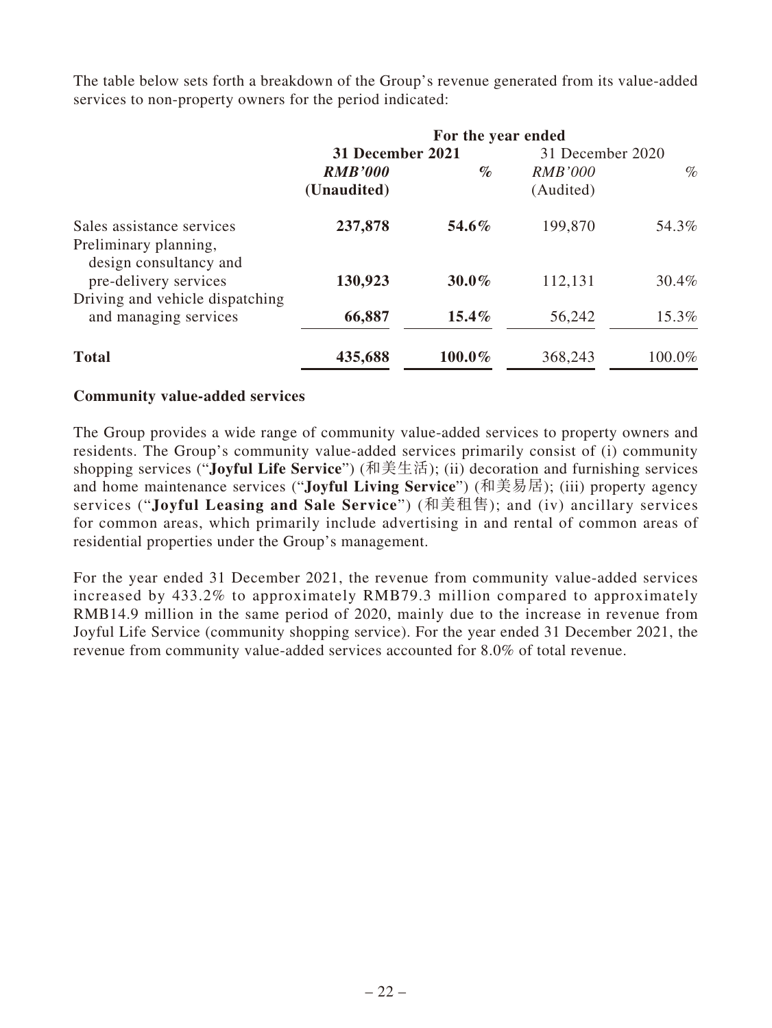The table below sets forth a breakdown of the Group's revenue generated from its value-added services to non-property owners for the period indicated:

| | For the year ended | | | |
|---|---|---|---|---|
| | **31 December 2021** | | 31 December 2020 | |
| | ***RMB'000*** | ***%*** | *RMB'000* | *%* |
| | **(Unaudited)** | | (Audited) | |
| Sales assistance services | **237,878** | **54.6%** | 199,870 | 54.3% |
| Preliminary planning, design consultancy and pre-delivery services | **130,923** | **30.0%** | 112,131 | 30.4% |
| Driving and vehicle dispatching and managing services | **66,887** | **15.4%** | 56,242 | 15.3% |
| **Total** | **435,688** | **100.0%** | 368,243 | 100.0% |

**Community value-added services**

The Group provides a wide range of community value-added services to property owners and residents. The Group's community value-added services primarily consist of (i) community shopping services ("**Joyful Life Service**") (和美生活); (ii) decoration and furnishing services and home maintenance services ("**Joyful Living Service**") (和美易居); (iii) property agency services ("**Joyful Leasing and Sale Service**") (和美租售); and (iv) ancillary services for common areas, which primarily include advertising in and rental of common areas of residential properties under the Group's management.

For the year ended 31 December 2021, the revenue from community value-added services increased by 433.2% to approximately RMB79.3 million compared to approximately RMB14.9 million in the same period of 2020, mainly due to the increase in revenue from Joyful Life Service (community shopping service). For the year ended 31 December 2021, the revenue from community value-added services accounted for 8.0% of total revenue.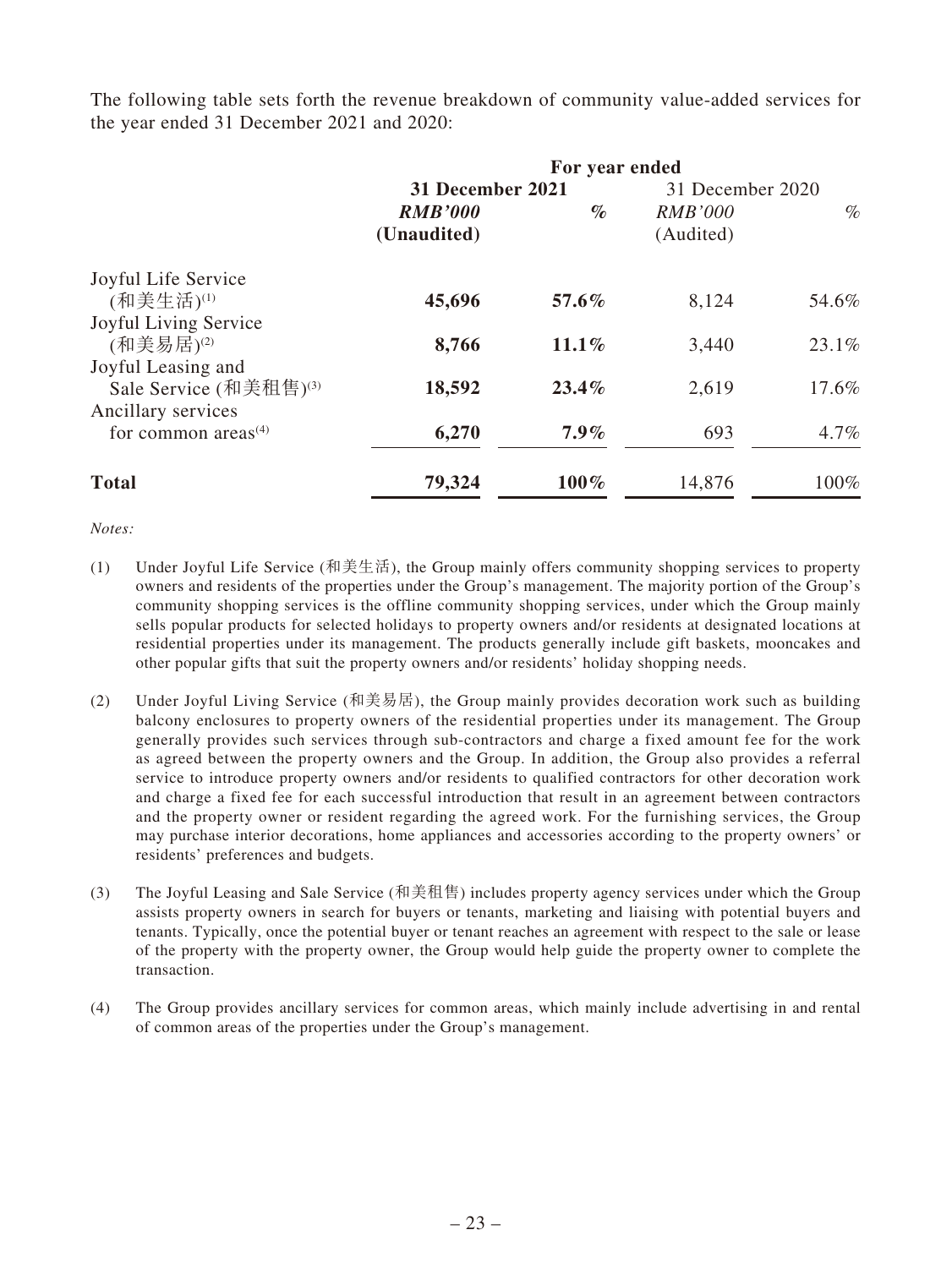The following table sets forth the revenue breakdown of community value-added services for the year ended 31 December 2021 and 2020:

| | For year ended | | | |
|---|---|---|---|---|
| | **31 December 2021** | | 31 December 2020 | |
| | ***RMB'000*** | ***%*** | *RMB'000* | *%* |
| | **(Unaudited)** | | (Audited) | |
| Joyful Life Service (和美生活)[1] | **45,696** | **57.6%** | 8,124 | 54.6% |
| Joyful Living Service (和美易居)[2] | **8,766** | **11.1%** | 3,440 | 23.1% |
| Joyful Leasing and Sale Service (和美租售)[3] | **18,592** | **23.4%** | 2,619 | 17.6% |
| Ancillary services for common areas[4] | **6,270** | **7.9%** | 693 | 4.7% |
| **Total** | **79,324** | **100%** | 14,876 | 100% |

*Notes:*

(1) Under Joyful Life Service (和美生活), the Group mainly offers community shopping services to property owners and residents of the properties under the Group's management. The majority portion of the Group's community shopping services is the offline community shopping services, under which the Group mainly sells popular products for selected holidays to property owners and/or residents at designated locations at residential properties under its management. The products generally include gift baskets, mooncakes and other popular gifts that suit the property owners and/or residents' holiday shopping needs.

(2) Under Joyful Living Service (和美易居), the Group mainly provides decoration work such as building balcony enclosures to property owners of the residential properties under its management. The Group generally provides such services through sub-contractors and charge a fixed amount fee for the work as agreed between the property owners and the Group. In addition, the Group also provides a referral service to introduce property owners and/or residents to qualified contractors for other decoration work and charge a fixed fee for each successful introduction that result in an agreement between contractors and the property owner or resident regarding the agreed work. For the furnishing services, the Group may purchase interior decorations, home appliances and accessories according to the property owners' or residents' preferences and budgets.

(3) The Joyful Leasing and Sale Service (和美租售) includes property agency services under which the Group assists property owners in search for buyers or tenants, marketing and liaising with potential buyers and tenants. Typically, once the potential buyer or tenant reaches an agreement with respect to the sale or lease of the property with the property owner, the Group would help guide the property owner to complete the transaction.

(4) The Group provides ancillary services for common areas, which mainly include advertising in and rental of common areas of the properties under the Group's management.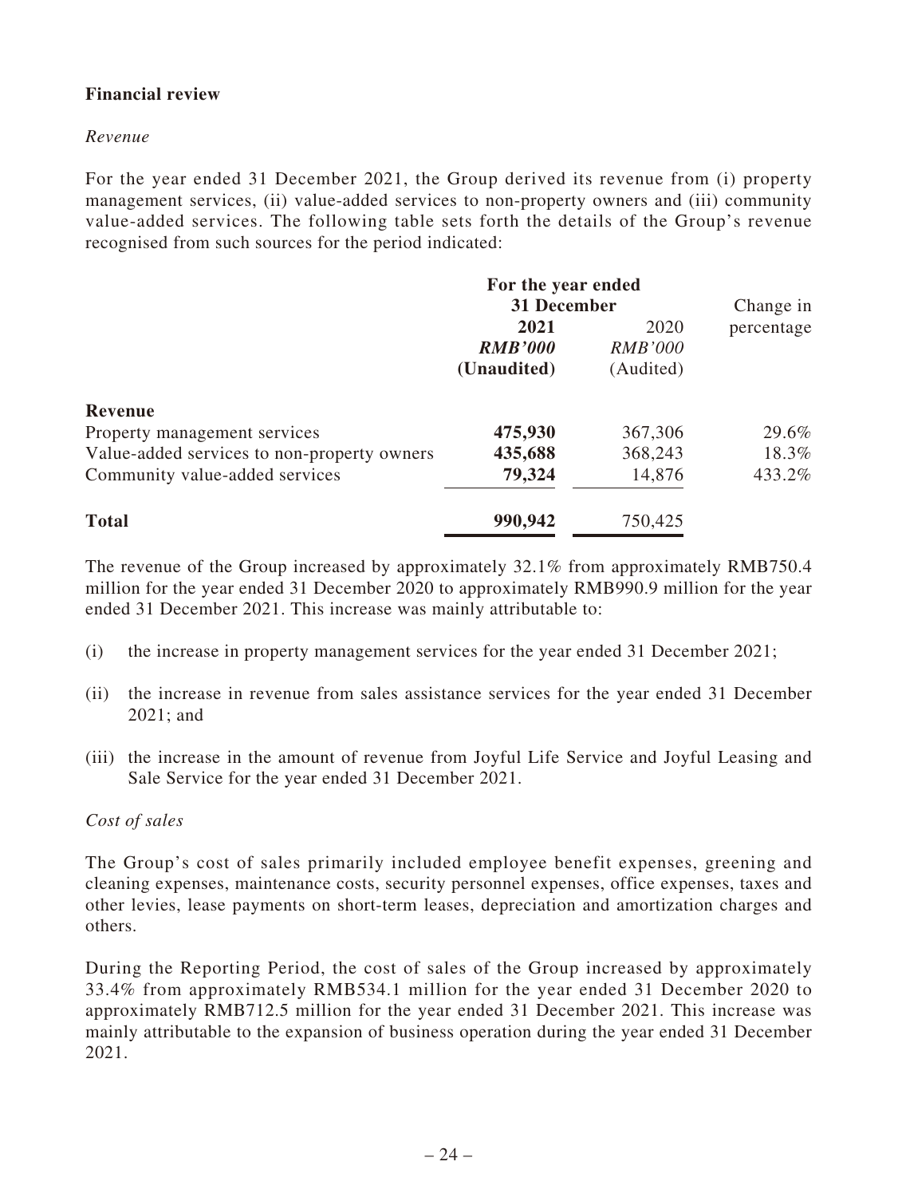### Financial review

*Revenue*

For the year ended 31 December 2021, the Group derived its revenue from (i) property management services, (ii) value-added services to non-property owners and (iii) community value-added services. The following table sets forth the details of the Group's revenue recognised from such sources for the period indicated:

| | For the year ended 31 December | | Change in percentage |
|---|---|---|---|
| | **2021** | 2020 | |
| | ***RMB'000*** | *RMB'000* | |
| | **(Unaudited)** | (Audited) | |
| **Revenue** | | | |
| Property management services | **475,930** | 367,306 | 29.6% |
| Value-added services to non-property owners | **435,688** | 368,243 | 18.3% |
| Community value-added services | **79,324** | 14,876 | 433.2% |
| **Total** | **990,942** | 750,425 | |

The revenue of the Group increased by approximately 32.1% from approximately RMB750.4 million for the year ended 31 December 2020 to approximately RMB990.9 million for the year ended 31 December 2021. This increase was mainly attributable to:

(i) the increase in property management services for the year ended 31 December 2021;

(ii) the increase in revenue from sales assistance services for the year ended 31 December 2021; and

(iii) the increase in the amount of revenue from Joyful Life Service and Joyful Leasing and Sale Service for the year ended 31 December 2021.

*Cost of sales*

The Group's cost of sales primarily included employee benefit expenses, greening and cleaning expenses, maintenance costs, security personnel expenses, office expenses, taxes and other levies, lease payments on short-term leases, depreciation and amortization charges and others.

During the Reporting Period, the cost of sales of the Group increased by approximately 33.4% from approximately RMB534.1 million for the year ended 31 December 2020 to approximately RMB712.5 million for the year ended 31 December 2021. This increase was mainly attributable to the expansion of business operation during the year ended 31 December 2021.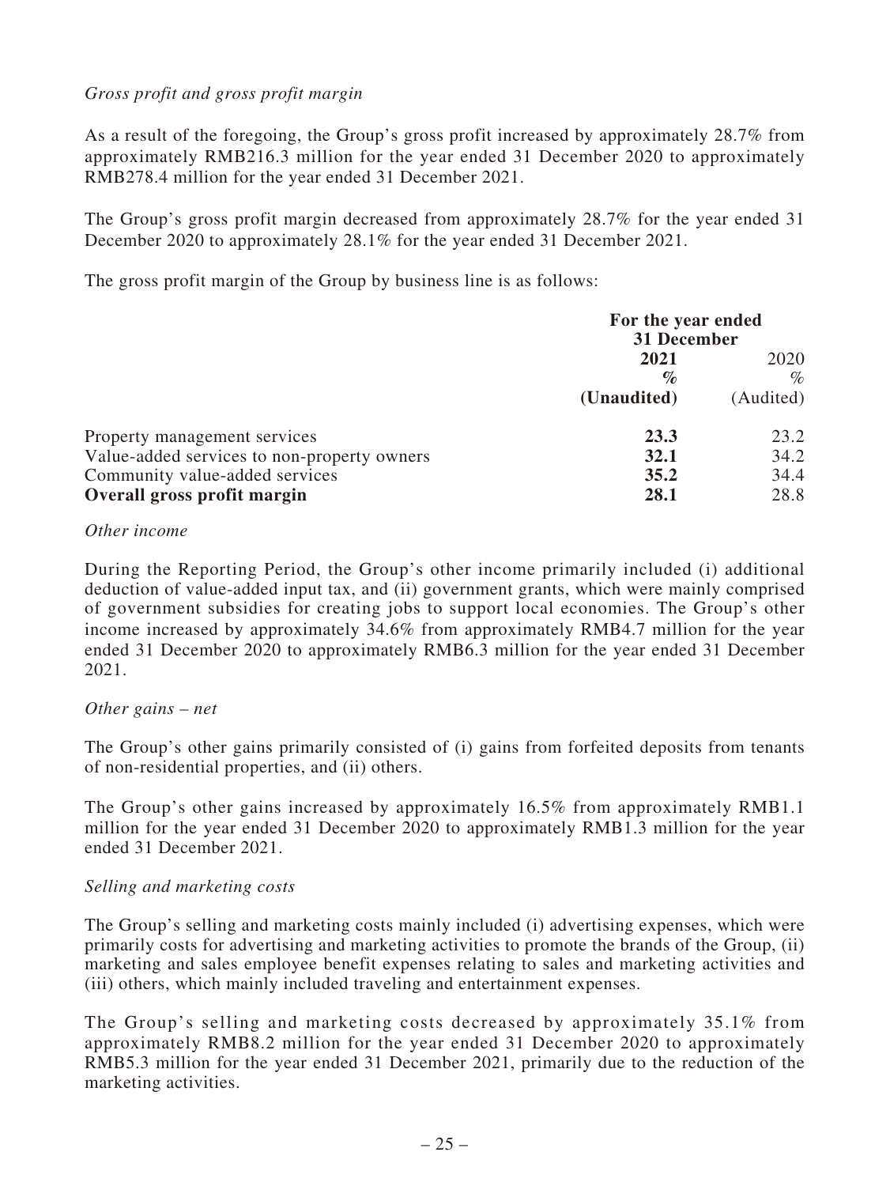*Gross profit and gross profit margin*

As a result of the foregoing, the Group's gross profit increased by approximately 28.7% from approximately RMB216.3 million for the year ended 31 December 2020 to approximately RMB278.4 million for the year ended 31 December 2021.

The Group's gross profit margin decreased from approximately 28.7% for the year ended 31 December 2020 to approximately 28.1% for the year ended 31 December 2021.

The gross profit margin of the Group by business line is as follows:

| | For the year ended 31 December | |
|---|---|---|
| | **2021** | 2020 |
| | **%** | % |
| | **(Unaudited)** | (Audited) |
| Property management services | **23.3** | 23.2 |
| Value-added services to non-property owners | **32.1** | 34.2 |
| Community value-added services | **35.2** | 34.4 |
| **Overall gross profit margin** | **28.1** | 28.8 |

*Other income*

During the Reporting Period, the Group's other income primarily included (i) additional deduction of value-added input tax, and (ii) government grants, which were mainly comprised of government subsidies for creating jobs to support local economies. The Group's other income increased by approximately 34.6% from approximately RMB4.7 million for the year ended 31 December 2020 to approximately RMB6.3 million for the year ended 31 December 2021.

*Other gains – net*

The Group's other gains primarily consisted of (i) gains from forfeited deposits from tenants of non-residential properties, and (ii) others.

The Group's other gains increased by approximately 16.5% from approximately RMB1.1 million for the year ended 31 December 2020 to approximately RMB1.3 million for the year ended 31 December 2021.

*Selling and marketing costs*

The Group's selling and marketing costs mainly included (i) advertising expenses, which were primarily costs for advertising and marketing activities to promote the brands of the Group, (ii) marketing and sales employee benefit expenses relating to sales and marketing activities and (iii) others, which mainly included traveling and entertainment expenses.

The Group's selling and marketing costs decreased by approximately 35.1% from approximately RMB8.2 million for the year ended 31 December 2020 to approximately RMB5.3 million for the year ended 31 December 2021, primarily due to the reduction of the marketing activities.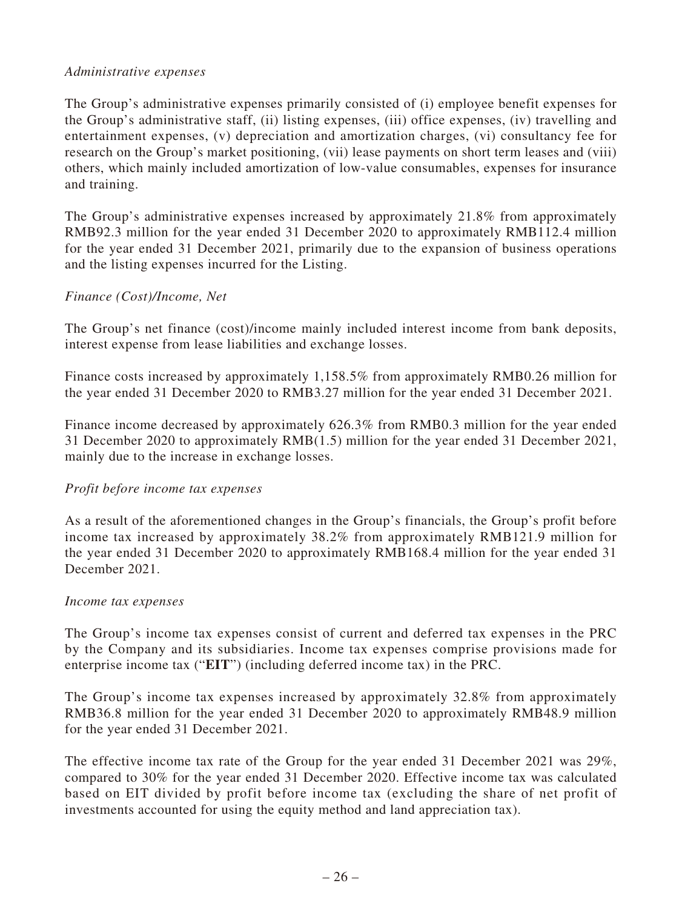*Administrative expenses*

The Group's administrative expenses primarily consisted of (i) employee benefit expenses for the Group's administrative staff, (ii) listing expenses, (iii) office expenses, (iv) travelling and entertainment expenses, (v) depreciation and amortization charges, (vi) consultancy fee for research on the Group's market positioning, (vii) lease payments on short term leases and (viii) others, which mainly included amortization of low-value consumables, expenses for insurance and training.

The Group's administrative expenses increased by approximately 21.8% from approximately RMB92.3 million for the year ended 31 December 2020 to approximately RMB112.4 million for the year ended 31 December 2021, primarily due to the expansion of business operations and the listing expenses incurred for the Listing.

*Finance (Cost)/Income, Net*

The Group's net finance (cost)/income mainly included interest income from bank deposits, interest expense from lease liabilities and exchange losses.

Finance costs increased by approximately 1,158.5% from approximately RMB0.26 million for the year ended 31 December 2020 to RMB3.27 million for the year ended 31 December 2021.

Finance income decreased by approximately 626.3% from RMB0.3 million for the year ended 31 December 2020 to approximately RMB(1.5) million for the year ended 31 December 2021, mainly due to the increase in exchange losses.

*Profit before income tax expenses*

As a result of the aforementioned changes in the Group's financials, the Group's profit before income tax increased by approximately 38.2% from approximately RMB121.9 million for the year ended 31 December 2020 to approximately RMB168.4 million for the year ended 31 December 2021.

*Income tax expenses*

The Group's income tax expenses consist of current and deferred tax expenses in the PRC by the Company and its subsidiaries. Income tax expenses comprise provisions made for enterprise income tax ("**EIT**") (including deferred income tax) in the PRC.

The Group's income tax expenses increased by approximately 32.8% from approximately RMB36.8 million for the year ended 31 December 2020 to approximately RMB48.9 million for the year ended 31 December 2021.

The effective income tax rate of the Group for the year ended 31 December 2021 was 29%, compared to 30% for the year ended 31 December 2020. Effective income tax was calculated based on EIT divided by profit before income tax (excluding the share of net profit of investments accounted for using the equity method and land appreciation tax).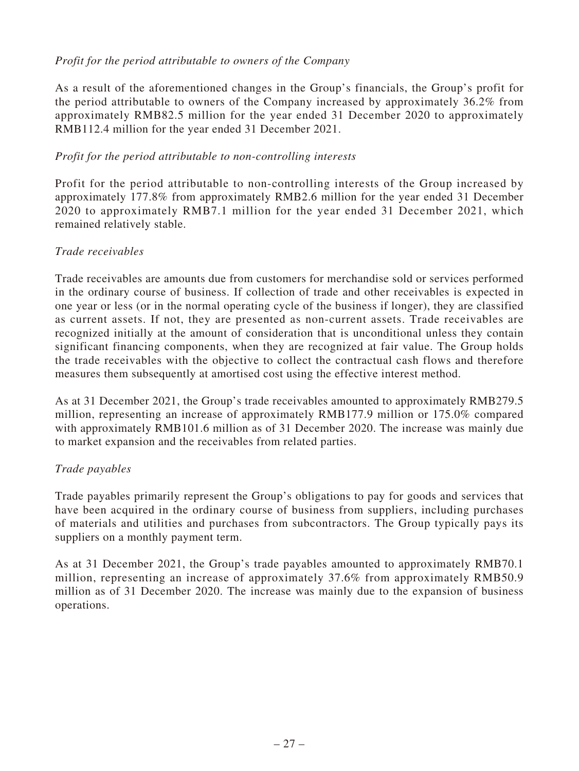*Profit for the period attributable to owners of the Company*

As a result of the aforementioned changes in the Group's financials, the Group's profit for the period attributable to owners of the Company increased by approximately 36.2% from approximately RMB82.5 million for the year ended 31 December 2020 to approximately RMB112.4 million for the year ended 31 December 2021.

*Profit for the period attributable to non-controlling interests*

Profit for the period attributable to non-controlling interests of the Group increased by approximately 177.8% from approximately RMB2.6 million for the year ended 31 December 2020 to approximately RMB7.1 million for the year ended 31 December 2021, which remained relatively stable.

*Trade receivables*

Trade receivables are amounts due from customers for merchandise sold or services performed in the ordinary course of business. If collection of trade and other receivables is expected in one year or less (or in the normal operating cycle of the business if longer), they are classified as current assets. If not, they are presented as non-current assets. Trade receivables are recognized initially at the amount of consideration that is unconditional unless they contain significant financing components, when they are recognized at fair value. The Group holds the trade receivables with the objective to collect the contractual cash flows and therefore measures them subsequently at amortised cost using the effective interest method.

As at 31 December 2021, the Group's trade receivables amounted to approximately RMB279.5 million, representing an increase of approximately RMB177.9 million or 175.0% compared with approximately RMB101.6 million as of 31 December 2020. The increase was mainly due to market expansion and the receivables from related parties.

*Trade payables*

Trade payables primarily represent the Group's obligations to pay for goods and services that have been acquired in the ordinary course of business from suppliers, including purchases of materials and utilities and purchases from subcontractors. The Group typically pays its suppliers on a monthly payment term.

As at 31 December 2021, the Group's trade payables amounted to approximately RMB70.1 million, representing an increase of approximately 37.6% from approximately RMB50.9 million as of 31 December 2020. The increase was mainly due to the expansion of business operations.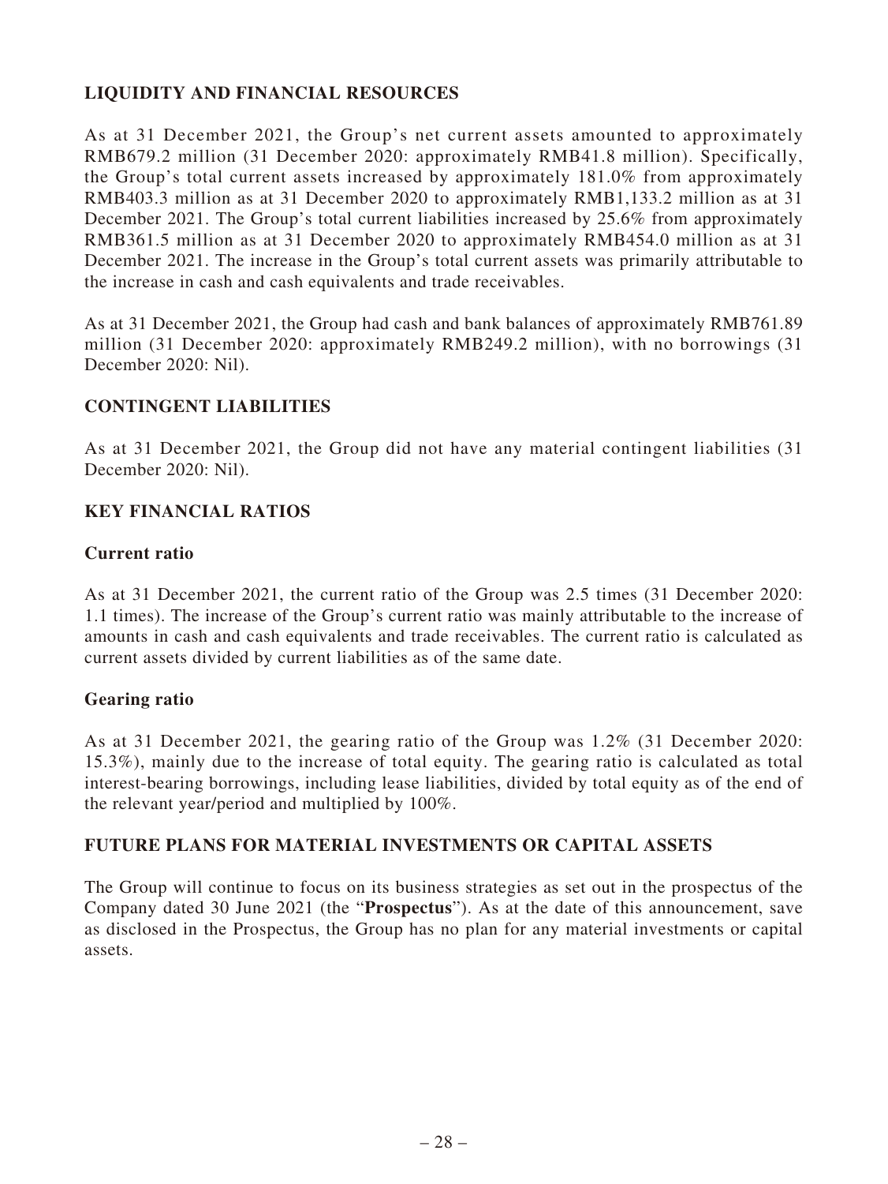## LIQUIDITY AND FINANCIAL RESOURCES

As at 31 December 2021, the Group's net current assets amounted to approximately RMB679.2 million (31 December 2020: approximately RMB41.8 million). Specifically, the Group's total current assets increased by approximately 181.0% from approximately RMB403.3 million as at 31 December 2020 to approximately RMB1,133.2 million as at 31 December 2021. The Group's total current liabilities increased by 25.6% from approximately RMB361.5 million as at 31 December 2020 to approximately RMB454.0 million as at 31 December 2021. The increase in the Group's total current assets was primarily attributable to the increase in cash and cash equivalents and trade receivables.

As at 31 December 2021, the Group had cash and bank balances of approximately RMB761.89 million (31 December 2020: approximately RMB249.2 million), with no borrowings (31 December 2020: Nil).

## CONTINGENT LIABILITIES

As at 31 December 2021, the Group did not have any material contingent liabilities (31 December 2020: Nil).

## KEY FINANCIAL RATIOS

### Current ratio

As at 31 December 2021, the current ratio of the Group was 2.5 times (31 December 2020: 1.1 times). The increase of the Group's current ratio was mainly attributable to the increase of amounts in cash and cash equivalents and trade receivables. The current ratio is calculated as current assets divided by current liabilities as of the same date.

### Gearing ratio

As at 31 December 2021, the gearing ratio of the Group was 1.2% (31 December 2020: 15.3%), mainly due to the increase of total equity. The gearing ratio is calculated as total interest-bearing borrowings, including lease liabilities, divided by total equity as of the end of the relevant year/period and multiplied by 100%.

## FUTURE PLANS FOR MATERIAL INVESTMENTS OR CAPITAL ASSETS

The Group will continue to focus on its business strategies as set out in the prospectus of the Company dated 30 June 2021 (the "**Prospectus**"). As at the date of this announcement, save as disclosed in the Prospectus, the Group has no plan for any material investments or capital assets.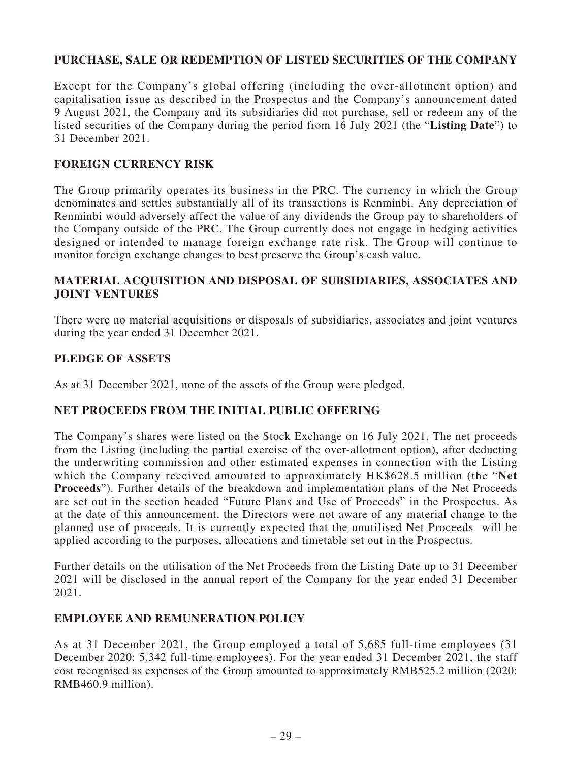## PURCHASE, SALE OR REDEMPTION OF LISTED SECURITIES OF THE COMPANY

Except for the Company's global offering (including the over-allotment option) and capitalisation issue as described in the Prospectus and the Company's announcement dated 9 August 2021, the Company and its subsidiaries did not purchase, sell or redeem any of the listed securities of the Company during the period from 16 July 2021 (the "**Listing Date**") to 31 December 2021.

## FOREIGN CURRENCY RISK

The Group primarily operates its business in the PRC. The currency in which the Group denominates and settles substantially all of its transactions is Renminbi. Any depreciation of Renminbi would adversely affect the value of any dividends the Group pay to shareholders of the Company outside of the PRC. The Group currently does not engage in hedging activities designed or intended to manage foreign exchange rate risk. The Group will continue to monitor foreign exchange changes to best preserve the Group's cash value.

## MATERIAL ACQUISITION AND DISPOSAL OF SUBSIDIARIES, ASSOCIATES AND JOINT VENTURES

There were no material acquisitions or disposals of subsidiaries, associates and joint ventures during the year ended 31 December 2021.

## PLEDGE OF ASSETS

As at 31 December 2021, none of the assets of the Group were pledged.

## NET PROCEEDS FROM THE INITIAL PUBLIC OFFERING

The Company's shares were listed on the Stock Exchange on 16 July 2021. The net proceeds from the Listing (including the partial exercise of the over-allotment option), after deducting the underwriting commission and other estimated expenses in connection with the Listing which the Company received amounted to approximately HK$628.5 million (the "**Net Proceeds**"). Further details of the breakdown and implementation plans of the Net Proceeds are set out in the section headed "Future Plans and Use of Proceeds" in the Prospectus. As at the date of this announcement, the Directors were not aware of any material change to the planned use of proceeds. It is currently expected that the unutilised Net Proceeds will be applied according to the purposes, allocations and timetable set out in the Prospectus.

Further details on the utilisation of the Net Proceeds from the Listing Date up to 31 December 2021 will be disclosed in the annual report of the Company for the year ended 31 December 2021.

## EMPLOYEE AND REMUNERATION POLICY

As at 31 December 2021, the Group employed a total of 5,685 full-time employees (31 December 2020: 5,342 full-time employees). For the year ended 31 December 2021, the staff cost recognised as expenses of the Group amounted to approximately RMB525.2 million (2020: RMB460.9 million).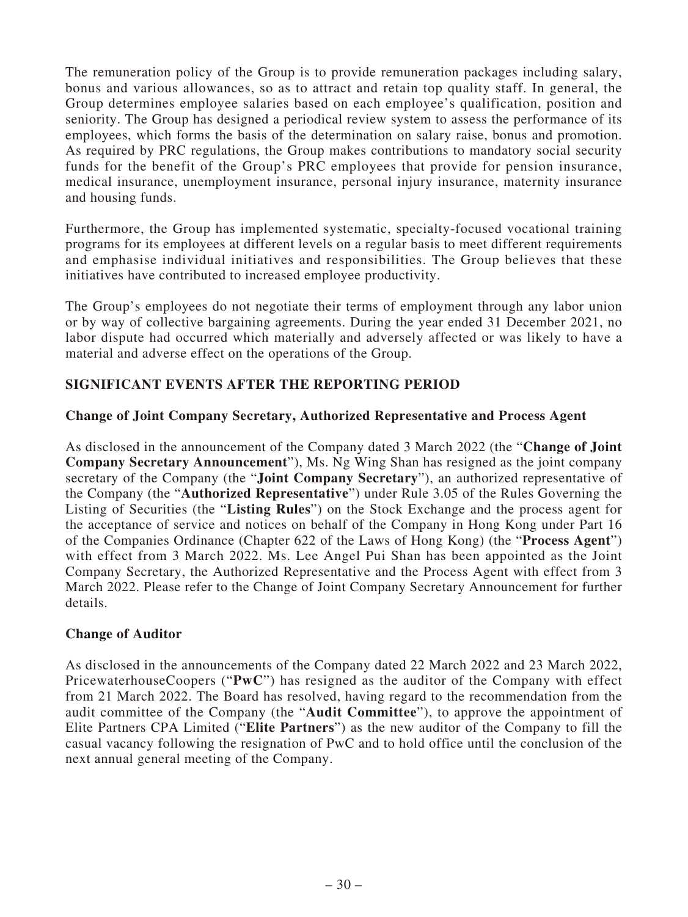The remuneration policy of the Group is to provide remuneration packages including salary, bonus and various allowances, so as to attract and retain top quality staff. In general, the Group determines employee salaries based on each employee's qualification, position and seniority. The Group has designed a periodical review system to assess the performance of its employees, which forms the basis of the determination on salary raise, bonus and promotion. As required by PRC regulations, the Group makes contributions to mandatory social security funds for the benefit of the Group's PRC employees that provide for pension insurance, medical insurance, unemployment insurance, personal injury insurance, maternity insurance and housing funds.

Furthermore, the Group has implemented systematic, specialty-focused vocational training programs for its employees at different levels on a regular basis to meet different requirements and emphasise individual initiatives and responsibilities. The Group believes that these initiatives have contributed to increased employee productivity.

The Group's employees do not negotiate their terms of employment through any labor union or by way of collective bargaining agreements. During the year ended 31 December 2021, no labor dispute had occurred which materially and adversely affected or was likely to have a material and adverse effect on the operations of the Group.

## SIGNIFICANT EVENTS AFTER THE REPORTING PERIOD

### Change of Joint Company Secretary, Authorized Representative and Process Agent

As disclosed in the announcement of the Company dated 3 March 2022 (the "**Change of Joint Company Secretary Announcement**"), Ms. Ng Wing Shan has resigned as the joint company secretary of the Company (the "**Joint Company Secretary**"), an authorized representative of the Company (the "**Authorized Representative**") under Rule 3.05 of the Rules Governing the Listing of Securities (the "**Listing Rules**") on the Stock Exchange and the process agent for the acceptance of service and notices on behalf of the Company in Hong Kong under Part 16 of the Companies Ordinance (Chapter 622 of the Laws of Hong Kong) (the "**Process Agent**") with effect from 3 March 2022. Ms. Lee Angel Pui Shan has been appointed as the Joint Company Secretary, the Authorized Representative and the Process Agent with effect from 3 March 2022. Please refer to the Change of Joint Company Secretary Announcement for further details.

### Change of Auditor

As disclosed in the announcements of the Company dated 22 March 2022 and 23 March 2022, PricewaterhouseCoopers ("**PwC**") has resigned as the auditor of the Company with effect from 21 March 2022. The Board has resolved, having regard to the recommendation from the audit committee of the Company (the "**Audit Committee**"), to approve the appointment of Elite Partners CPA Limited ("**Elite Partners**") as the new auditor of the Company to fill the casual vacancy following the resignation of PwC and to hold office until the conclusion of the next annual general meeting of the Company.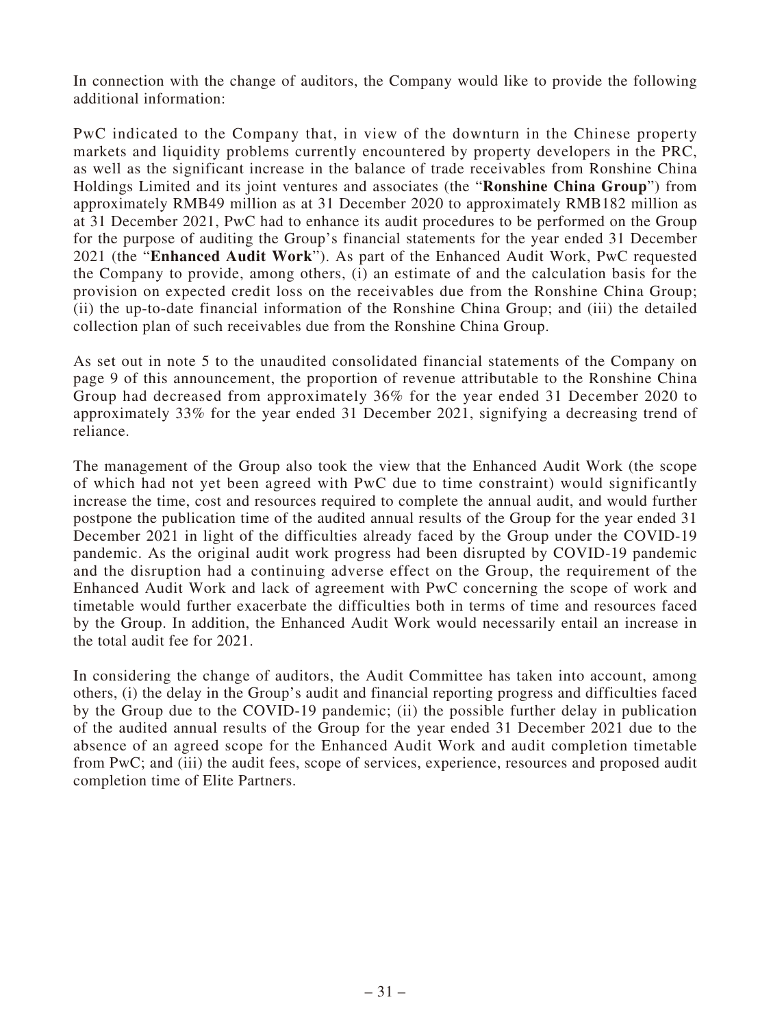In connection with the change of auditors, the Company would like to provide the following additional information:

PwC indicated to the Company that, in view of the downturn in the Chinese property markets and liquidity problems currently encountered by property developers in the PRC, as well as the significant increase in the balance of trade receivables from Ronshine China Holdings Limited and its joint ventures and associates (the "**Ronshine China Group**") from approximately RMB49 million as at 31 December 2020 to approximately RMB182 million as at 31 December 2021, PwC had to enhance its audit procedures to be performed on the Group for the purpose of auditing the Group's financial statements for the year ended 31 December 2021 (the "**Enhanced Audit Work**"). As part of the Enhanced Audit Work, PwC requested the Company to provide, among others, (i) an estimate of and the calculation basis for the provision on expected credit loss on the receivables due from the Ronshine China Group; (ii) the up-to-date financial information of the Ronshine China Group; and (iii) the detailed collection plan of such receivables due from the Ronshine China Group.

As set out in note 5 to the unaudited consolidated financial statements of the Company on page 9 of this announcement, the proportion of revenue attributable to the Ronshine China Group had decreased from approximately 36% for the year ended 31 December 2020 to approximately 33% for the year ended 31 December 2021, signifying a decreasing trend of reliance.

The management of the Group also took the view that the Enhanced Audit Work (the scope of which had not yet been agreed with PwC due to time constraint) would significantly increase the time, cost and resources required to complete the annual audit, and would further postpone the publication time of the audited annual results of the Group for the year ended 31 December 2021 in light of the difficulties already faced by the Group under the COVID-19 pandemic. As the original audit work progress had been disrupted by COVID-19 pandemic and the disruption had a continuing adverse effect on the Group, the requirement of the Enhanced Audit Work and lack of agreement with PwC concerning the scope of work and timetable would further exacerbate the difficulties both in terms of time and resources faced by the Group. In addition, the Enhanced Audit Work would necessarily entail an increase in the total audit fee for 2021.

In considering the change of auditors, the Audit Committee has taken into account, among others, (i) the delay in the Group's audit and financial reporting progress and difficulties faced by the Group due to the COVID-19 pandemic; (ii) the possible further delay in publication of the audited annual results of the Group for the year ended 31 December 2021 due to the absence of an agreed scope for the Enhanced Audit Work and audit completion timetable from PwC; and (iii) the audit fees, scope of services, experience, resources and proposed audit completion time of Elite Partners.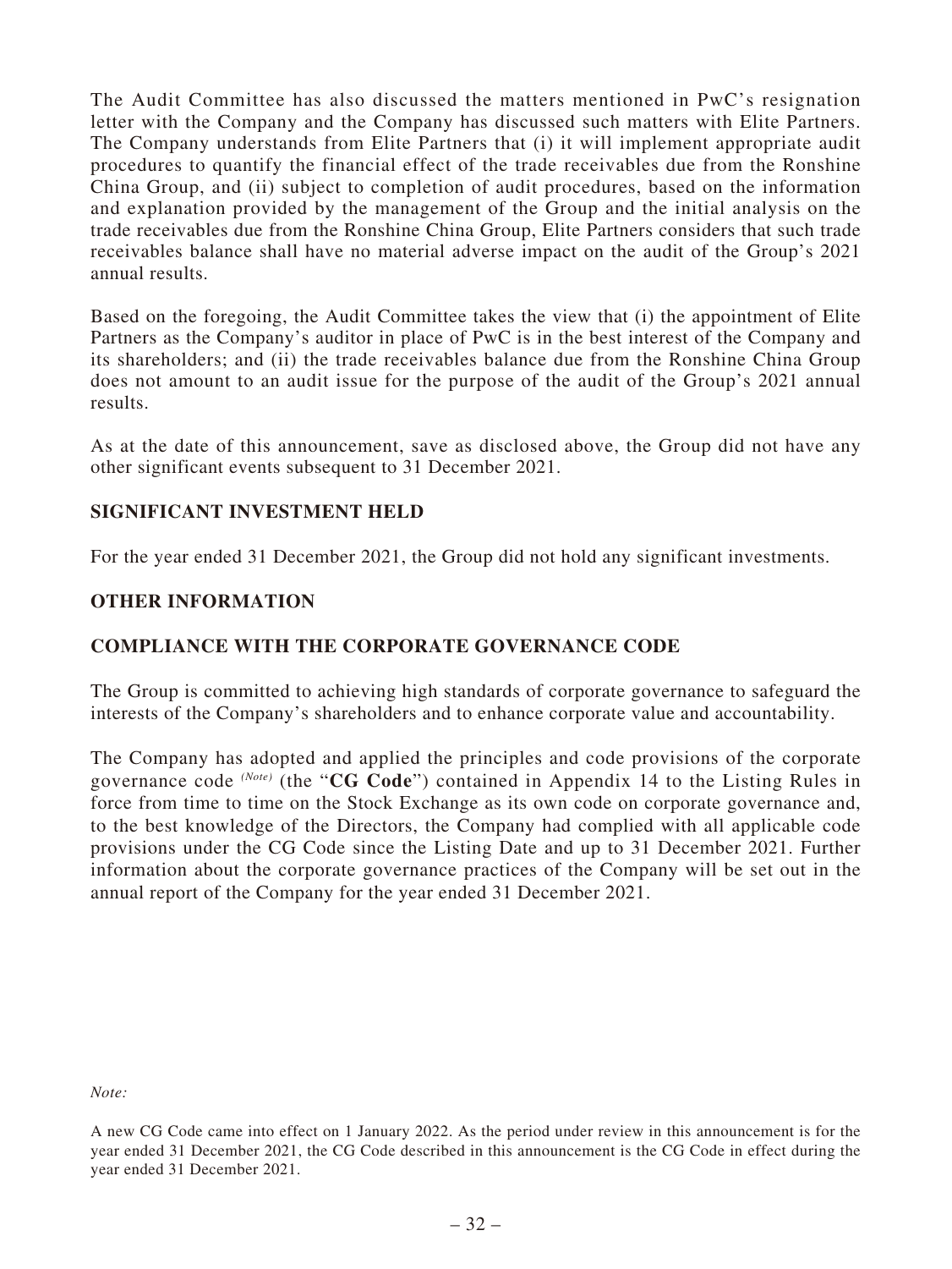The Audit Committee has also discussed the matters mentioned in PwC's resignation letter with the Company and the Company has discussed such matters with Elite Partners. The Company understands from Elite Partners that (i) it will implement appropriate audit procedures to quantify the financial effect of the trade receivables due from the Ronshine China Group, and (ii) subject to completion of audit procedures, based on the information and explanation provided by the management of the Group and the initial analysis on the trade receivables due from the Ronshine China Group, Elite Partners considers that such trade receivables balance shall have no material adverse impact on the audit of the Group's 2021 annual results.

Based on the foregoing, the Audit Committee takes the view that (i) the appointment of Elite Partners as the Company's auditor in place of PwC is in the best interest of the Company and its shareholders; and (ii) the trade receivables balance due from the Ronshine China Group does not amount to an audit issue for the purpose of the audit of the Group's 2021 annual results.

As at the date of this announcement, save as disclosed above, the Group did not have any other significant events subsequent to 31 December 2021.

## SIGNIFICANT INVESTMENT HELD

For the year ended 31 December 2021, the Group did not hold any significant investments.

## OTHER INFORMATION

## COMPLIANCE WITH THE CORPORATE GOVERNANCE CODE

The Group is committed to achieving high standards of corporate governance to safeguard the interests of the Company's shareholders and to enhance corporate value and accountability.

The Company has adopted and applied the principles and code provisions of the corporate governance code *(Note)* (the "**CG Code**") contained in Appendix 14 to the Listing Rules in force from time to time on the Stock Exchange as its own code on corporate governance and, to the best knowledge of the Directors, the Company had complied with all applicable code provisions under the CG Code since the Listing Date and up to 31 December 2021. Further information about the corporate governance practices of the Company will be set out in the annual report of the Company for the year ended 31 December 2021.

*Note:*

A new CG Code came into effect on 1 January 2022. As the period under review in this announcement is for the year ended 31 December 2021, the CG Code described in this announcement is the CG Code in effect during the year ended 31 December 2021.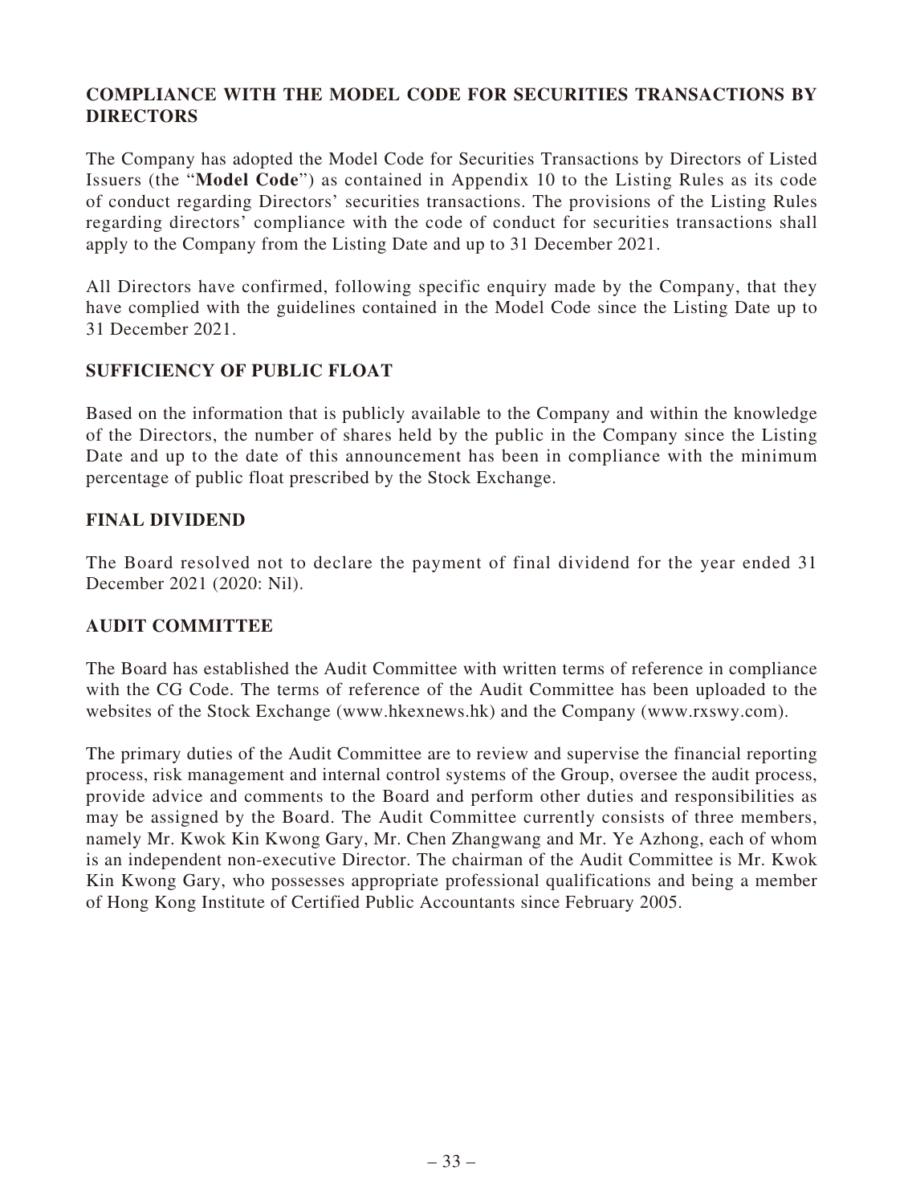## COMPLIANCE WITH THE MODEL CODE FOR SECURITIES TRANSACTIONS BY DIRECTORS

The Company has adopted the Model Code for Securities Transactions by Directors of Listed Issuers (the "**Model Code**") as contained in Appendix 10 to the Listing Rules as its code of conduct regarding Directors' securities transactions. The provisions of the Listing Rules regarding directors' compliance with the code of conduct for securities transactions shall apply to the Company from the Listing Date and up to 31 December 2021.

All Directors have confirmed, following specific enquiry made by the Company, that they have complied with the guidelines contained in the Model Code since the Listing Date up to 31 December 2021.

## SUFFICIENCY OF PUBLIC FLOAT

Based on the information that is publicly available to the Company and within the knowledge of the Directors, the number of shares held by the public in the Company since the Listing Date and up to the date of this announcement has been in compliance with the minimum percentage of public float prescribed by the Stock Exchange.

## FINAL DIVIDEND

The Board resolved not to declare the payment of final dividend for the year ended 31 December 2021 (2020: Nil).

## AUDIT COMMITTEE

The Board has established the Audit Committee with written terms of reference in compliance with the CG Code. The terms of reference of the Audit Committee has been uploaded to the websites of the Stock Exchange (www.hkexnews.hk) and the Company (www.rxswy.com).

The primary duties of the Audit Committee are to review and supervise the financial reporting process, risk management and internal control systems of the Group, oversee the audit process, provide advice and comments to the Board and perform other duties and responsibilities as may be assigned by the Board. The Audit Committee currently consists of three members, namely Mr. Kwok Kin Kwong Gary, Mr. Chen Zhangwang and Mr. Ye Azhong, each of whom is an independent non-executive Director. The chairman of the Audit Committee is Mr. Kwok Kin Kwong Gary, who possesses appropriate professional qualifications and being a member of Hong Kong Institute of Certified Public Accountants since February 2005.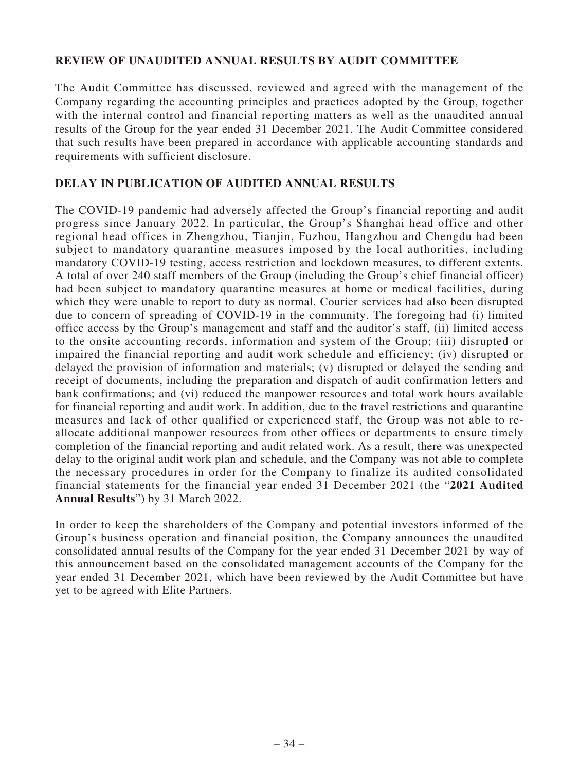## REVIEW OF UNAUDITED ANNUAL RESULTS BY AUDIT COMMITTEE

The Audit Committee has discussed, reviewed and agreed with the management of the Company regarding the accounting principles and practices adopted by the Group, together with the internal control and financial reporting matters as well as the unaudited annual results of the Group for the year ended 31 December 2021. The Audit Committee considered that such results have been prepared in accordance with applicable accounting standards and requirements with sufficient disclosure.

## DELAY IN PUBLICATION OF AUDITED ANNUAL RESULTS

The COVID-19 pandemic had adversely affected the Group's financial reporting and audit progress since January 2022. In particular, the Group's Shanghai head office and other regional head offices in Zhengzhou, Tianjin, Fuzhou, Hangzhou and Chengdu had been subject to mandatory quarantine measures imposed by the local authorities, including mandatory COVID-19 testing, access restriction and lockdown measures, to different extents. A total of over 240 staff members of the Group (including the Group's chief financial officer) had been subject to mandatory quarantine measures at home or medical facilities, during which they were unable to report to duty as normal. Courier services had also been disrupted due to concern of spreading of COVID-19 in the community. The foregoing had (i) limited office access by the Group's management and staff and the auditor's staff, (ii) limited access to the onsite accounting records, information and system of the Group; (iii) disrupted or impaired the financial reporting and audit work schedule and efficiency; (iv) disrupted or delayed the provision of information and materials; (v) disrupted or delayed the sending and receipt of documents, including the preparation and dispatch of audit confirmation letters and bank confirmations; and (vi) reduced the manpower resources and total work hours available for financial reporting and audit work. In addition, due to the travel restrictions and quarantine measures and lack of other qualified or experienced staff, the Group was not able to re-allocate additional manpower resources from other offices or departments to ensure timely completion of the financial reporting and audit related work. As a result, there was unexpected delay to the original audit work plan and schedule, and the Company was not able to complete the necessary procedures in order for the Company to finalize its audited consolidated financial statements for the financial year ended 31 December 2021 (the "**2021 Audited Annual Results**") by 31 March 2022.

In order to keep the shareholders of the Company and potential investors informed of the Group's business operation and financial position, the Company announces the unaudited consolidated annual results of the Company for the year ended 31 December 2021 by way of this announcement based on the consolidated management accounts of the Company for the year ended 31 December 2021, which have been reviewed by the Audit Committee but have yet to be agreed with Elite Partners.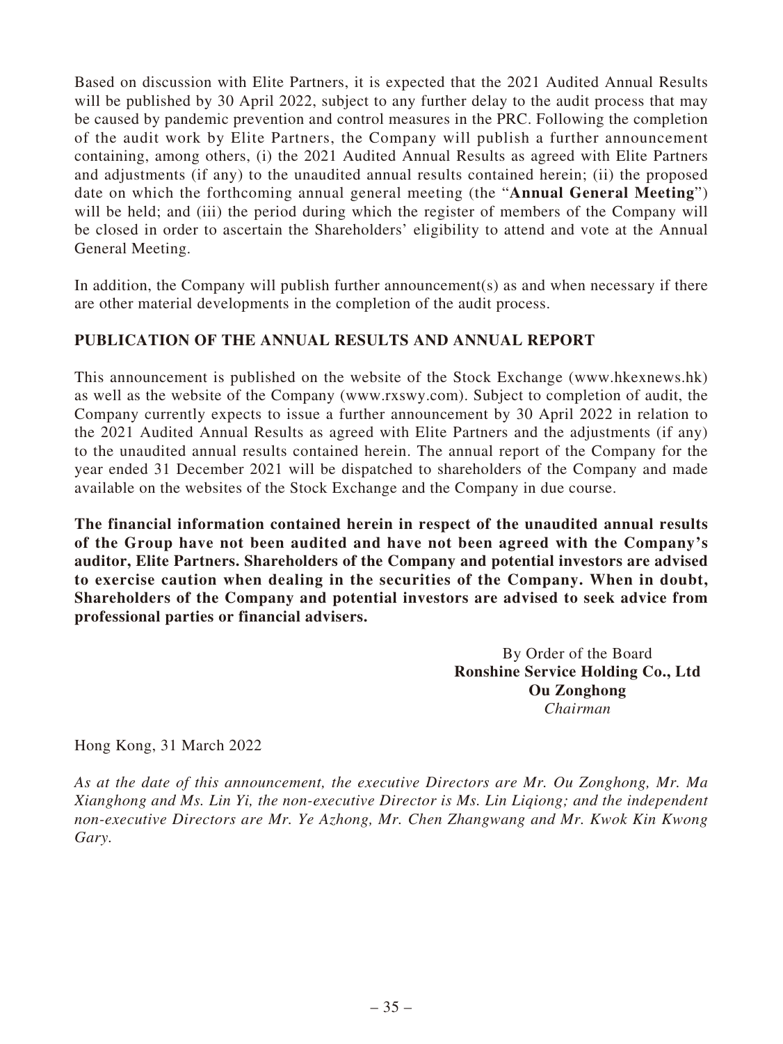Based on discussion with Elite Partners, it is expected that the 2021 Audited Annual Results will be published by 30 April 2022, subject to any further delay to the audit process that may be caused by pandemic prevention and control measures in the PRC. Following the completion of the audit work by Elite Partners, the Company will publish a further announcement containing, among others, (i) the 2021 Audited Annual Results as agreed with Elite Partners and adjustments (if any) to the unaudited annual results contained herein; (ii) the proposed date on which the forthcoming annual general meeting (the "**Annual General Meeting**") will be held; and (iii) the period during which the register of members of the Company will be closed in order to ascertain the Shareholders' eligibility to attend and vote at the Annual General Meeting.

In addition, the Company will publish further announcement(s) as and when necessary if there are other material developments in the completion of the audit process.

## PUBLICATION OF THE ANNUAL RESULTS AND ANNUAL REPORT

This announcement is published on the website of the Stock Exchange (www.hkexnews.hk) as well as the website of the Company (www.rxswy.com). Subject to completion of audit, the Company currently expects to issue a further announcement by 30 April 2022 in relation to the 2021 Audited Annual Results as agreed with Elite Partners and the adjustments (if any) to the unaudited annual results contained herein. The annual report of the Company for the year ended 31 December 2021 will be dispatched to shareholders of the Company and made available on the websites of the Stock Exchange and the Company in due course.

**The financial information contained herein in respect of the unaudited annual results of the Group have not been audited and have not been agreed with the Company's auditor, Elite Partners. Shareholders of the Company and potential investors are advised to exercise caution when dealing in the securities of the Company. When in doubt, Shareholders of the Company and potential investors are advised to seek advice from professional parties or financial advisers.**

By Order of the Board
**Ronshine Service Holding Co., Ltd**
**Ou Zonghong**
*Chairman*

Hong Kong, 31 March 2022

*As at the date of this announcement, the executive Directors are Mr. Ou Zonghong, Mr. Ma Xianghong and Ms. Lin Yi, the non-executive Director is Ms. Lin Liqiong; and the independent non-executive Directors are Mr. Ye Azhong, Mr. Chen Zhangwang and Mr. Kwok Kin Kwong Gary.*